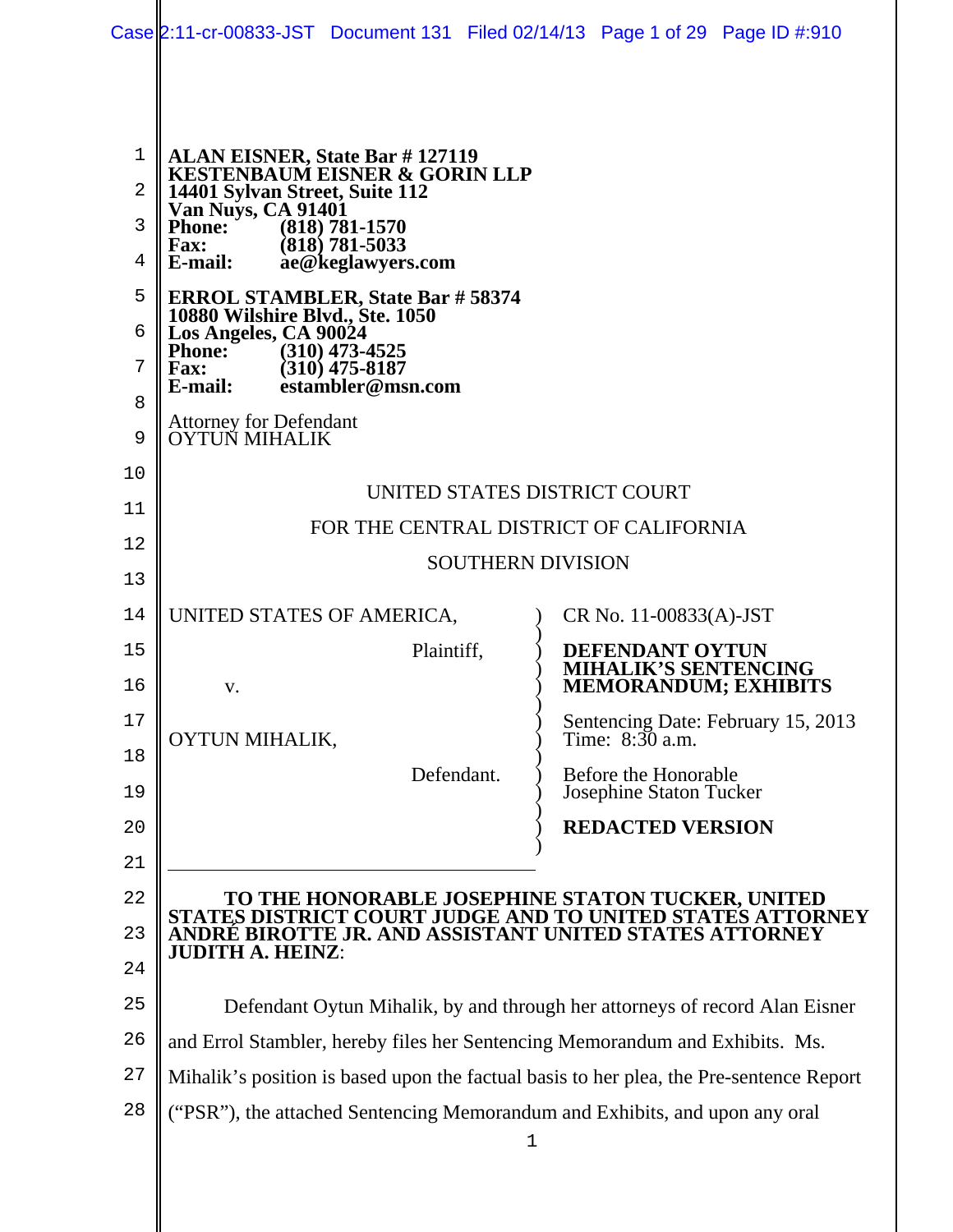**ALAN EISNER, State Bar # 127119**
**KESTENBAUM EISNER & GORIN LLP**
**14401 Sylvan Street, Suite 112**
**Van Nuys, CA 91401**
**Phone: (818) 781-1570**
**Fax: (818) 781-5033**
**E-mail: ae@keglawyers.com**

**ERROL STAMBLER, State Bar # 58374**
**10880 Wilshire Blvd., Ste. 1050**
**Los Angeles, CA 90024**
**Phone: (310) 473-4525**
**Fax: (310) 475-8187**
**E-mail: estambler@msn.com**

Attorney for Defendant
OYTUN MIHALIK

UNITED STATES DISTRICT COURT

FOR THE CENTRAL DISTRICT OF CALIFORNIA

SOUTHERN DIVISION

| | |
|---|---|
| UNITED STATES OF AMERICA, Plaintiff, v. OYTUN MIHALIK, Defendant. | CR No. 11-00833(A)-JST<br>**DEFENDANT OYTUN MIHALIK'S SENTENCING MEMORANDUM; EXHIBITS**<br>Sentencing Date: February 15, 2013<br>Time: 8:30 a.m.<br>Before the Honorable Josephine Staton Tucker<br>**REDACTED VERSION** |

**TO THE HONORABLE JOSEPHINE STATON TUCKER, UNITED STATES DISTRICT COURT JUDGE AND TO UNITED STATES ATTORNEY ANDRÉ BIROTTE JR. AND ASSISTANT UNITED STATES ATTORNEY JUDITH A. HEINZ**:

Defendant Oytun Mihalik, by and through her attorneys of record Alan Eisner and Errol Stambler, hereby files her Sentencing Memorandum and Exhibits. Ms. Mihalik's position is based upon the factual basis to her plea, the Pre-sentence Report ("PSR"), the attached Sentencing Memorandum and Exhibits, and upon any oral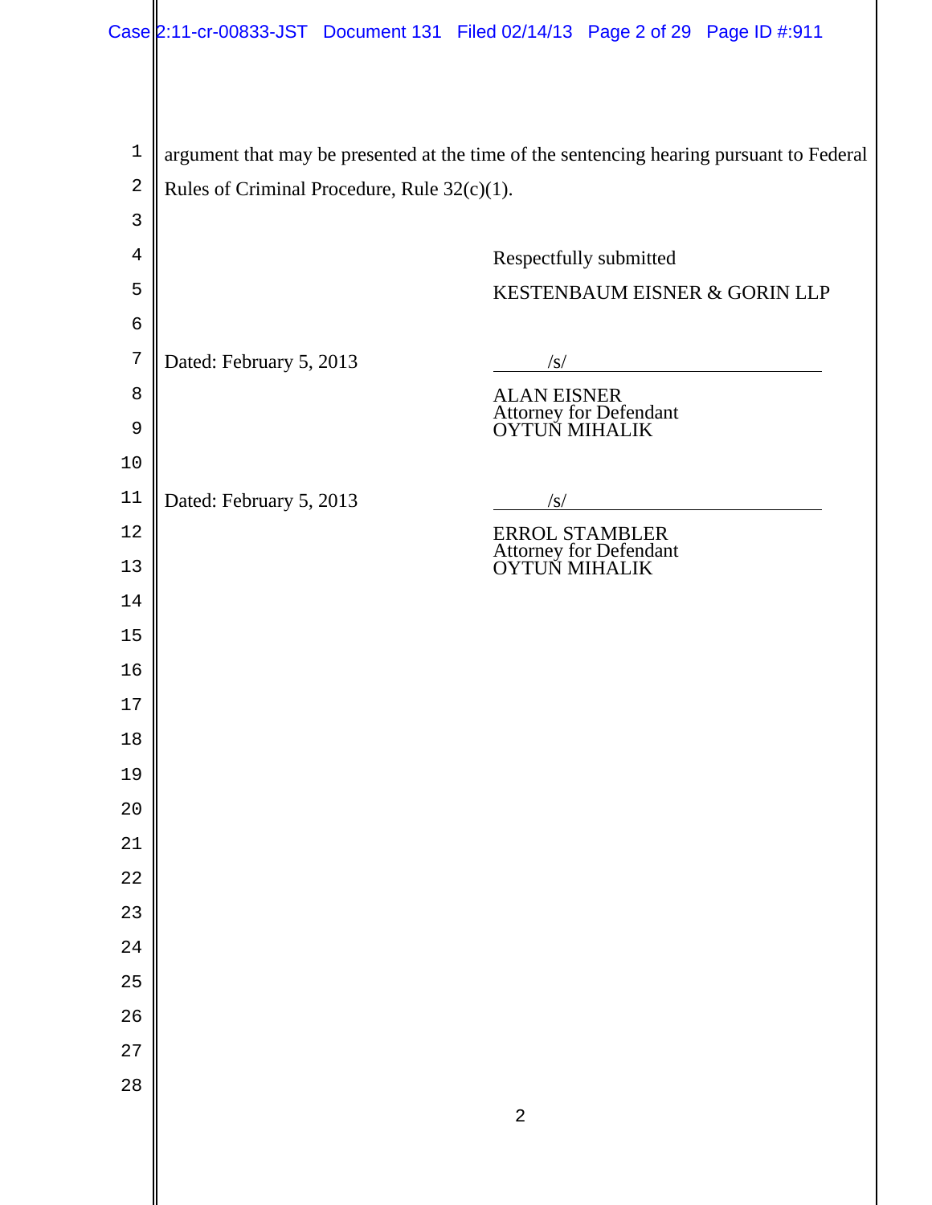argument that may be presented at the time of the sentencing hearing pursuant to Federal Rules of Criminal Procedure, Rule 32(c)(1).

Respectfully submitted

KESTENBAUM EISNER & GORIN LLP

Dated: February 5, 2013

/s/

ALAN EISNER
Attorney for Defendant
OYTUN MIHALIK

Dated: February 5, 2013

/s/

ERROL STAMBLER
Attorney for Defendant
OYTUN MIHALIK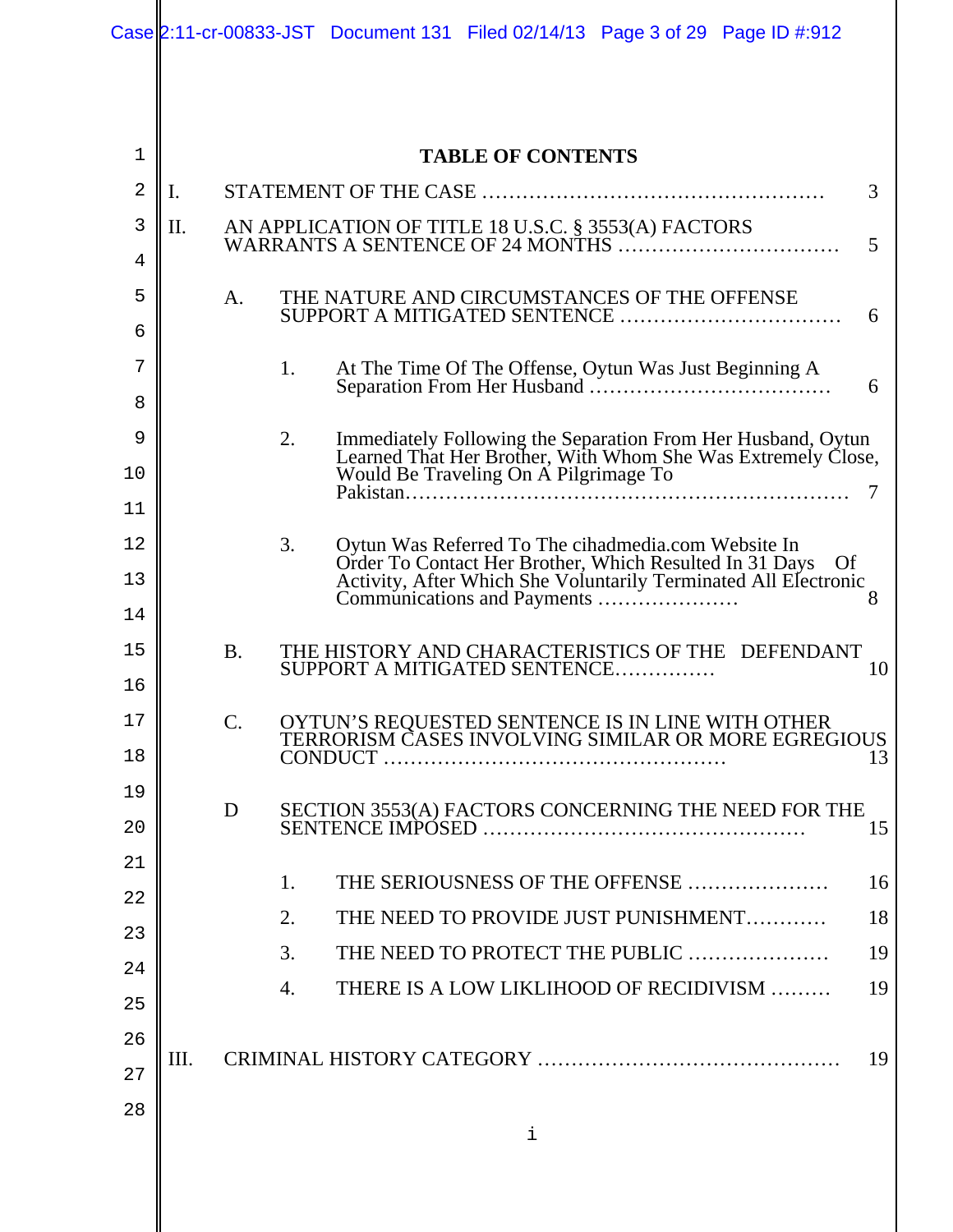# TABLE OF CONTENTS

I. STATEMENT OF THE CASE .................................................. 3

II. AN APPLICATION OF TITLE 18 U.S.C. § 3553(A) FACTORS WARRANTS A SENTENCE OF 24 MONTHS ................................ 5

- A. THE NATURE AND CIRCUMSTANCES OF THE OFFENSE SUPPORT A MITIGATED SENTENCE ................................ 6
  - 1. At The Time Of The Offense, Oytun Was Just Beginning A Separation From Her Husband ................................... 6
  - 2. Immediately Following the Separation From Her Husband, Oytun Learned That Her Brother, With Whom She Was Extremely Close, Would Be Traveling On A Pilgrimage To Pakistan................................................................. 7
  - 3. Oytun Was Referred To The cihadmedia.com Website In Order To Contact Her Brother, Which Resulted In 31 Days Of Activity, After Which She Voluntarily Terminated All Electronic Communications and Payments ..................... 8
- B. THE HISTORY AND CHARACTERISTICS OF THE DEFENDANT SUPPORT A MITIGATED SENTENCE............... 10
- C. OYTUN'S REQUESTED SENTENCE IS IN LINE WITH OTHER TERRORISM CASES INVOLVING SIMILAR OR MORE EGREGIOUS CONDUCT ................................................. 13
- D SECTION 3553(A) FACTORS CONCERNING THE NEED FOR THE SENTENCE IMPOSED ............................................... 15
  - 1. THE SERIOUSNESS OF THE OFFENSE ..................... 16
  - 2. THE NEED TO PROVIDE JUST PUNISHMENT............ 18
  - 3. THE NEED TO PROTECT THE PUBLIC ..................... 19
  - 4. THERE IS A LOW LIKLIHOOD OF RECIDIVISM ......... 19

III. CRIMINAL HISTORY CATEGORY ............................................ 19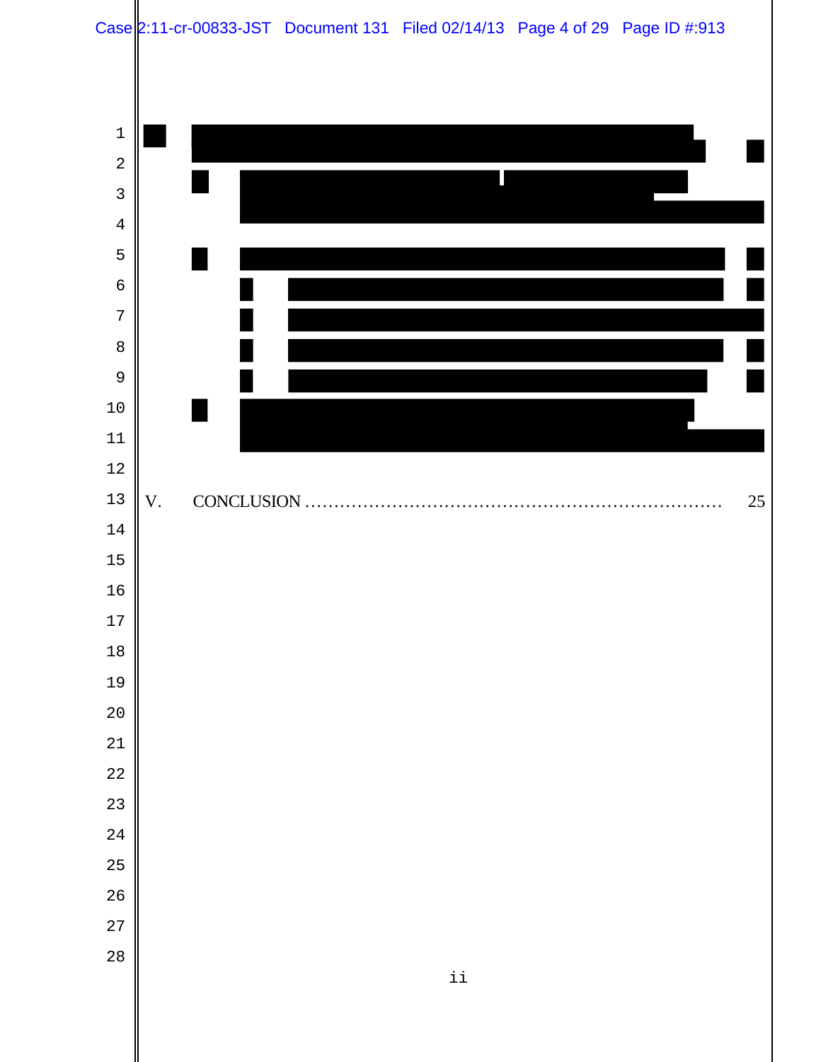V. CONCLUSION ........................................................................ 25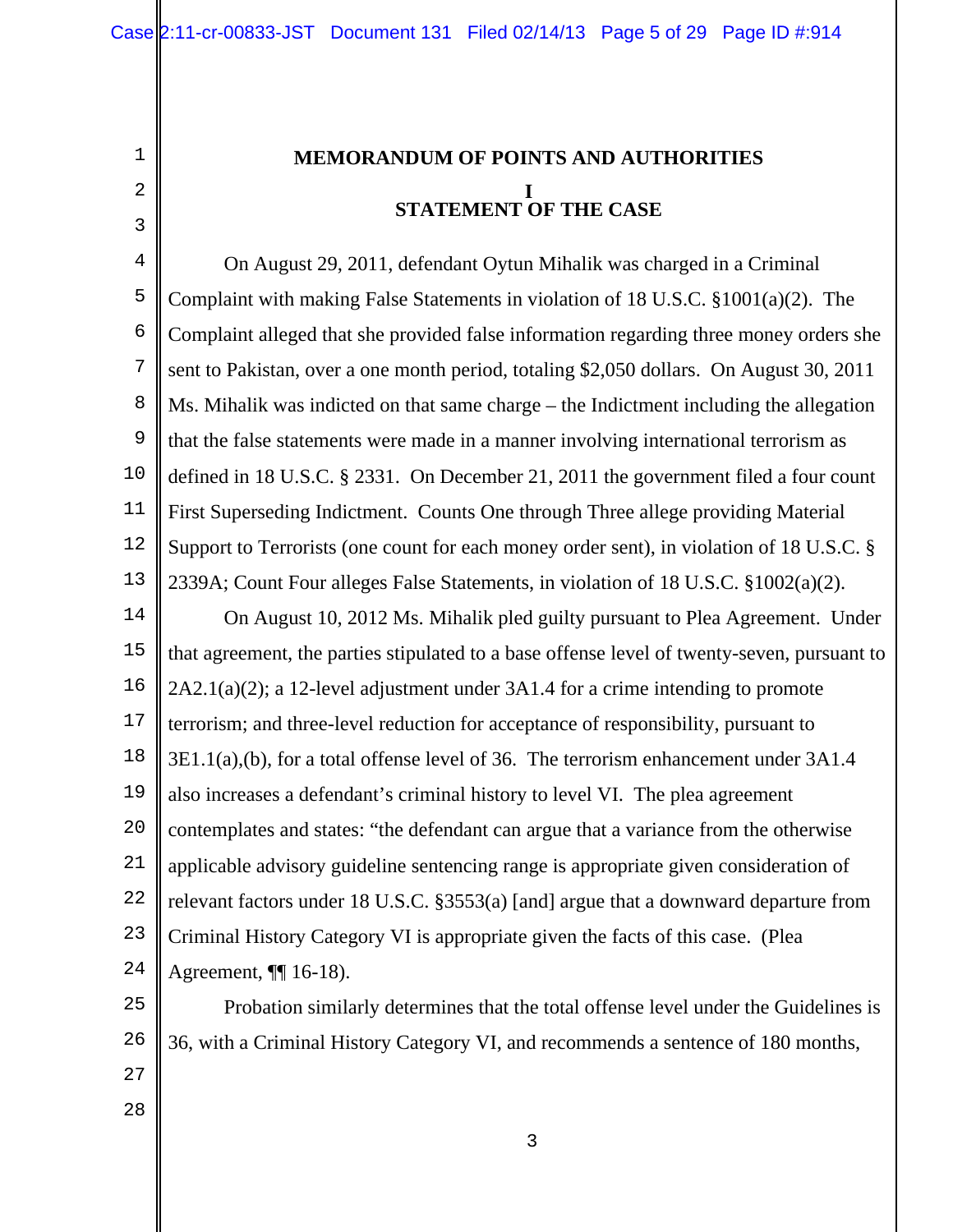# MEMORANDUM OF POINTS AND AUTHORITIES

## I
## STATEMENT OF THE CASE

On August 29, 2011, defendant Oytun Mihalik was charged in a Criminal Complaint with making False Statements in violation of 18 U.S.C. §1001(a)(2). The Complaint alleged that she provided false information regarding three money orders she sent to Pakistan, over a one month period, totaling $2,050 dollars. On August 30, 2011 Ms. Mihalik was indicted on that same charge – the Indictment including the allegation that the false statements were made in a manner involving international terrorism as defined in 18 U.S.C. § 2331. On December 21, 2011 the government filed a four count First Superseding Indictment. Counts One through Three allege providing Material Support to Terrorists (one count for each money order sent), in violation of 18 U.S.C. § 2339A; Count Four alleges False Statements, in violation of 18 U.S.C. §1002(a)(2).

On August 10, 2012 Ms. Mihalik pled guilty pursuant to Plea Agreement. Under that agreement, the parties stipulated to a base offense level of twenty-seven, pursuant to 2A2.1(a)(2); a 12-level adjustment under 3A1.4 for a crime intending to promote terrorism; and three-level reduction for acceptance of responsibility, pursuant to 3E1.1(a),(b), for a total offense level of 36. The terrorism enhancement under 3A1.4 also increases a defendant's criminal history to level VI. The plea agreement contemplates and states: "the defendant can argue that a variance from the otherwise applicable advisory guideline sentencing range is appropriate given consideration of relevant factors under 18 U.S.C. §3553(a) [and] argue that a downward departure from Criminal History Category VI is appropriate given the facts of this case. (Plea Agreement, ¶¶ 16-18).

Probation similarly determines that the total offense level under the Guidelines is 36, with a Criminal History Category VI, and recommends a sentence of 180 months,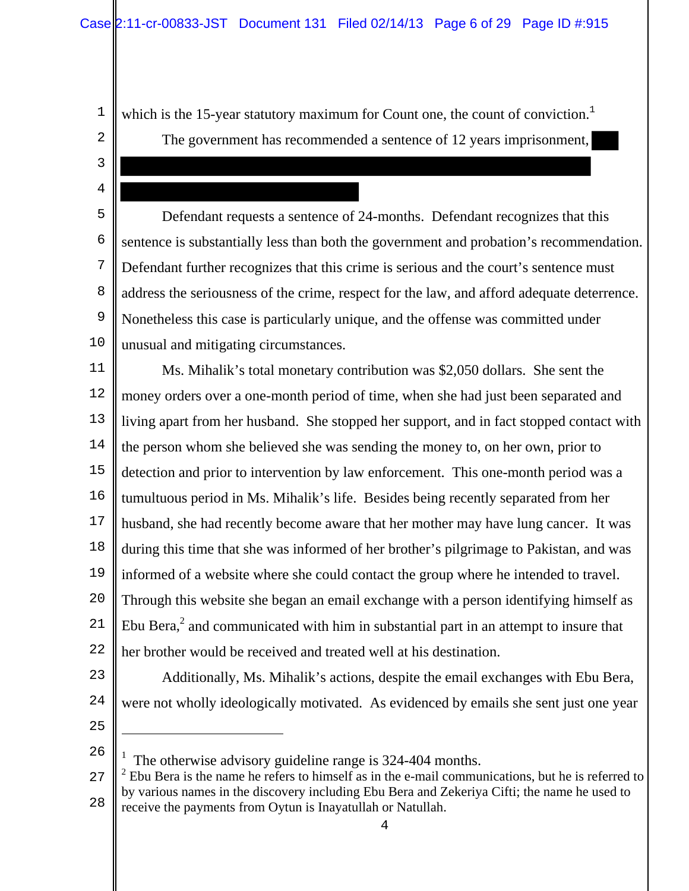which is the 15-year statutory maximum for Count one, the count of conviction.[1]

The government has recommended a sentence of 12 years imprisonment, [REDACTED]

Defendant requests a sentence of 24-months. Defendant recognizes that this sentence is substantially less than both the government and probation's recommendation. Defendant further recognizes that this crime is serious and the court's sentence must address the seriousness of the crime, respect for the law, and afford adequate deterrence. Nonetheless this case is particularly unique, and the offense was committed under unusual and mitigating circumstances.

Ms. Mihalik's total monetary contribution was $2,050 dollars. She sent the money orders over a one-month period of time, when she had just been separated and living apart from her husband. She stopped her support, and in fact stopped contact with the person whom she believed she was sending the money to, on her own, prior to detection and prior to intervention by law enforcement. This one-month period was a tumultuous period in Ms. Mihalik's life. Besides being recently separated from her husband, she had recently become aware that her mother may have lung cancer. It was during this time that she was informed of her brother's pilgrimage to Pakistan, and was informed of a website where she could contact the group where he intended to travel. Through this website she began an email exchange with a person identifying himself as Ebu Bera,[2] and communicated with him in substantial part in an attempt to insure that her brother would be received and treated well at his destination.

Additionally, Ms. Mihalik's actions, despite the email exchanges with Ebu Bera, were not wholly ideologically motivated. As evidenced by emails she sent just one year

---

[1] The otherwise advisory guideline range is 324-404 months.

[2] Ebu Bera is the name he refers to himself as in the e-mail communications, but he is referred to by various names in the discovery including Ebu Bera and Zekeriya Cifti; the name he used to receive the payments from Oytun is Inayatullah or Natullah.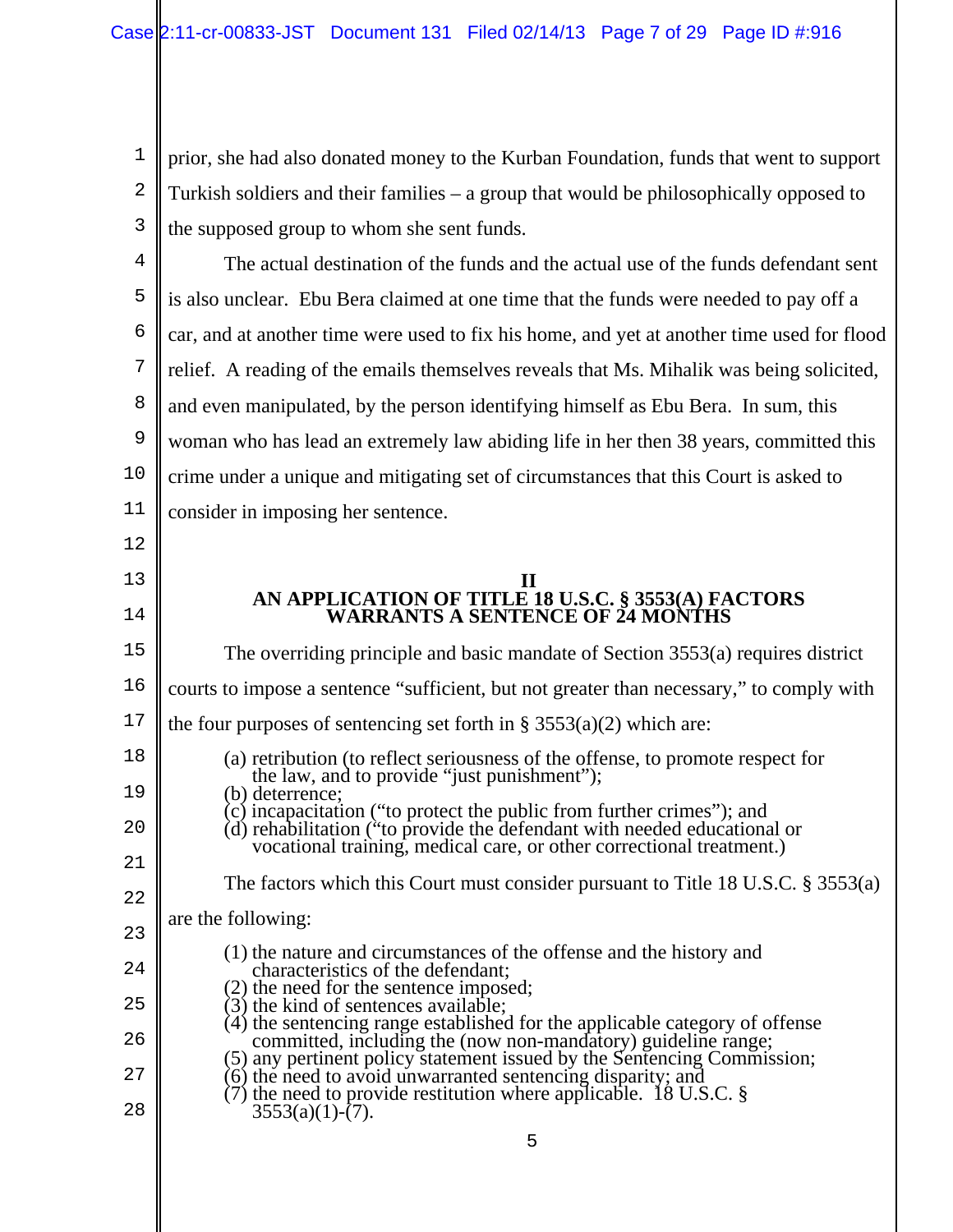prior, she had also donated money to the Kurban Foundation, funds that went to support Turkish soldiers and their families – a group that would be philosophically opposed to the supposed group to whom she sent funds.

The actual destination of the funds and the actual use of the funds defendant sent is also unclear. Ebu Bera claimed at one time that the funds were needed to pay off a car, and at another time were used to fix his home, and yet at another time used for flood relief. A reading of the emails themselves reveals that Ms. Mihalik was being solicited, and even manipulated, by the person identifying himself as Ebu Bera. In sum, this woman who has lead an extremely law abiding life in her then 38 years, committed this crime under a unique and mitigating set of circumstances that this Court is asked to consider in imposing her sentence.

## II
## AN APPLICATION OF TITLE 18 U.S.C. § 3553(A) FACTORS WARRANTS A SENTENCE OF 24 MONTHS

The overriding principle and basic mandate of Section 3553(a) requires district courts to impose a sentence "sufficient, but not greater than necessary," to comply with the four purposes of sentencing set forth in § 3553(a)(2) which are:

(a) retribution (to reflect seriousness of the offense, to promote respect for the law, and to provide "just punishment");
(b) deterrence;
(c) incapacitation ("to protect the public from further crimes"); and
(d) rehabilitation ("to provide the defendant with needed educational or vocational training, medical care, or other correctional treatment.)

The factors which this Court must consider pursuant to Title 18 U.S.C. § 3553(a) are the following:

(1) the nature and circumstances of the offense and the history and characteristics of the defendant;
(2) the need for the sentence imposed;
(3) the kind of sentences available;
(4) the sentencing range established for the applicable category of offense committed, including the (now non-mandatory) guideline range;
(5) any pertinent policy statement issued by the Sentencing Commission;
(6) the need to avoid unwarranted sentencing disparity; and
(7) the need to provide restitution where applicable. 18 U.S.C. § 3553(a)(1)-(7).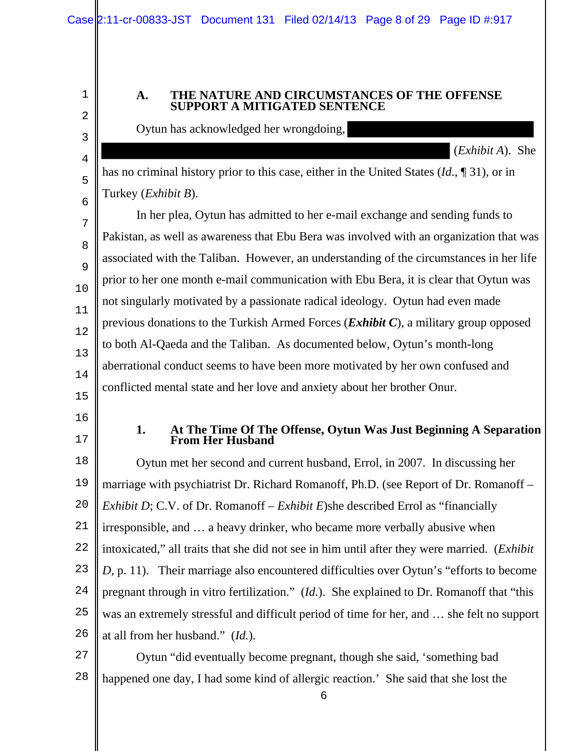### A. THE NATURE AND CIRCUMSTANCES OF THE OFFENSE SUPPORT A MITIGATED SENTENCE

Oytun has acknowledged her wrongdoing, ██████████████████ ████████████████████████████████████ (*Exhibit A*). She has no criminal history prior to this case, either in the United States (*Id.*, ¶ 31), or in Turkey (*Exhibit B*).

In her plea, Oytun has admitted to her e-mail exchange and sending funds to Pakistan, as well as awareness that Ebu Bera was involved with an organization that was associated with the Taliban. However, an understanding of the circumstances in her life prior to her one month e-mail communication with Ebu Bera, it is clear that Oytun was not singularly motivated by a passionate radical ideology. Oytun had even made previous donations to the Turkish Armed Forces (***Exhibit C***), a military group opposed to both Al-Qaeda and the Taliban. As documented below, Oytun's month-long aberrational conduct seems to have been more motivated by her own confused and conflicted mental state and her love and anxiety about her brother Onur.

#### 1. At The Time Of The Offense, Oytun Was Just Beginning A Separation From Her Husband

Oytun met her second and current husband, Errol, in 2007. In discussing her marriage with psychiatrist Dr. Richard Romanoff, Ph.D. (see Report of Dr. Romanoff – *Exhibit D*; C.V. of Dr. Romanoff – *Exhibit E*)she described Errol as "financially irresponsible, and … a heavy drinker, who became more verbally abusive when intoxicated," all traits that she did not see in him until after they were married. (*Exhibit D*, p. 11). Their marriage also encountered difficulties over Oytun's "efforts to become pregnant through in vitro fertilization." (*Id.*). She explained to Dr. Romanoff that "this was an extremely stressful and difficult period of time for her, and … she felt no support at all from her husband." (*Id.*).

Oytun "did eventually become pregnant, though she said, 'something bad happened one day, I had some kind of allergic reaction.' She said that she lost the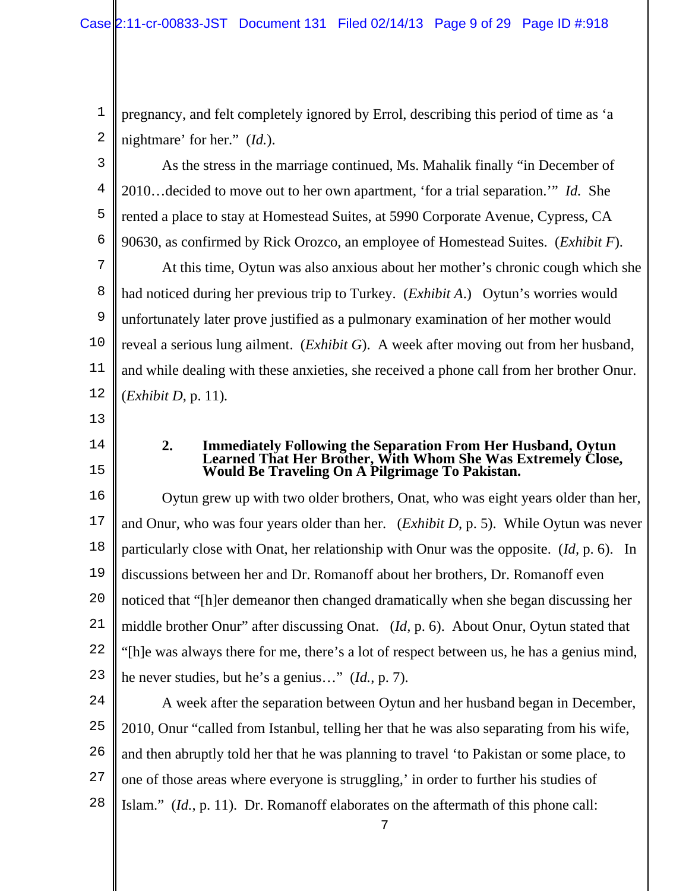pregnancy, and felt completely ignored by Errol, describing this period of time as 'a nightmare' for her." (*Id.*).

As the stress in the marriage continued, Ms. Mahalik finally "in December of 2010…decided to move out to her own apartment, 'for a trial separation.'" *Id.* She rented a place to stay at Homestead Suites, at 5990 Corporate Avenue, Cypress, CA 90630, as confirmed by Rick Orozco, an employee of Homestead Suites. (*Exhibit F*).

At this time, Oytun was also anxious about her mother's chronic cough which she had noticed during her previous trip to Turkey. (*Exhibit A*.) Oytun's worries would unfortunately later prove justified as a pulmonary examination of her mother would reveal a serious lung ailment. (*Exhibit G*). A week after moving out from her husband, and while dealing with these anxieties, she received a phone call from her brother Onur. (*Exhibit D*, p. 11).

### 2. Immediately Following the Separation From Her Husband, Oytun Learned That Her Brother, With Whom She Was Extremely Close, Would Be Traveling On A Pilgrimage To Pakistan.

Oytun grew up with two older brothers, Onat, who was eight years older than her, and Onur, who was four years older than her. (*Exhibit D*, p. 5). While Oytun was never particularly close with Onat, her relationship with Onur was the opposite. (*Id*, p. 6). In discussions between her and Dr. Romanoff about her brothers, Dr. Romanoff even noticed that "[h]er demeanor then changed dramatically when she began discussing her middle brother Onur" after discussing Onat. (*Id*, p. 6). About Onur, Oytun stated that "[h]e was always there for me, there's a lot of respect between us, he has a genius mind, he never studies, but he's a genius…" (*Id.*, p. 7).

A week after the separation between Oytun and her husband began in December, 2010, Onur "called from Istanbul, telling her that he was also separating from his wife, and then abruptly told her that he was planning to travel 'to Pakistan or some place, to one of those areas where everyone is struggling,' in order to further his studies of Islam." (*Id.*, p. 11). Dr. Romanoff elaborates on the aftermath of this phone call: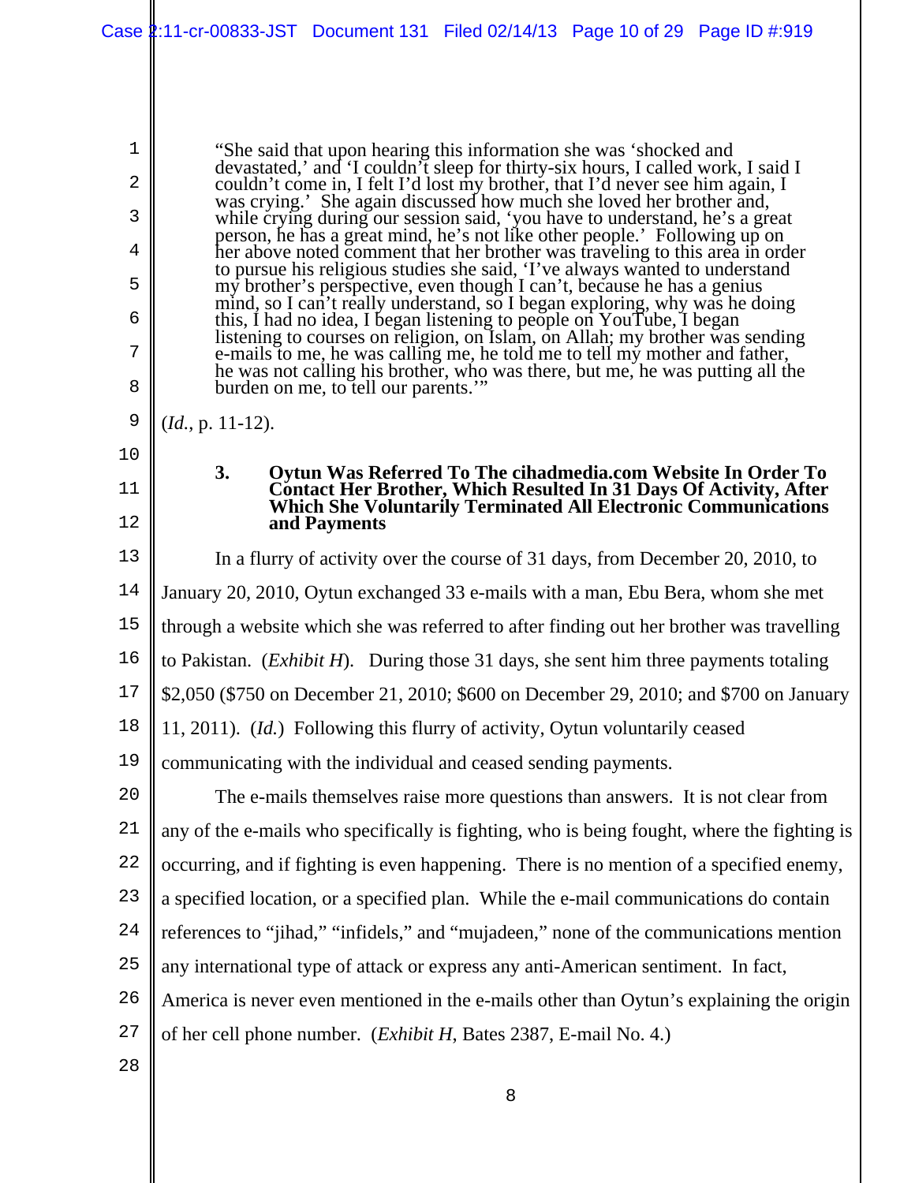> "She said that upon hearing this information she was 'shocked and devastated,' and 'I couldn't sleep for thirty-six hours, I called work, I said I couldn't come in, I felt I'd lost my brother, that I'd never see him again, I was crying.' She again discussed how much she loved her brother and, while crying during our session said, 'you have to understand, he's a great person, he has a great mind, he's not like other people.' Following up on her above noted comment that her brother was traveling to this area in order to pursue his religious studies she said, 'I've always wanted to understand my brother's perspective, even though I can't, because he has a genius mind, so I can't really understand, so I began exploring, why was he doing this, I had no idea, I began listening to people on YouTube, I began listening to courses on religion, on Islam, on Allah; my brother was sending e-mails to me, he was calling me, he told me to tell my mother and father, he was not calling his brother, who was there, but me, he was putting all the burden on me, to tell our parents.'"

(*Id.*, p. 11-12).

### 3. Oytun Was Referred To The cihadmedia.com Website In Order To Contact Her Brother, Which Resulted In 31 Days Of Activity, After Which She Voluntarily Terminated All Electronic Communications and Payments

In a flurry of activity over the course of 31 days, from December 20, 2010, to January 20, 2010, Oytun exchanged 33 e-mails with a man, Ebu Bera, whom she met through a website which she was referred to after finding out her brother was travelling to Pakistan. (*Exhibit H*). During those 31 days, she sent him three payments totaling $2,050 ($750 on December 21, 2010; $600 on December 29, 2010; and $700 on January 11, 2011). (*Id.*) Following this flurry of activity, Oytun voluntarily ceased communicating with the individual and ceased sending payments.

The e-mails themselves raise more questions than answers. It is not clear from any of the e-mails who specifically is fighting, who is being fought, where the fighting is occurring, and if fighting is even happening. There is no mention of a specified enemy, a specified location, or a specified plan. While the e-mail communications do contain references to "jihad," "infidels," and "mujadeen," none of the communications mention any international type of attack or express any anti-American sentiment. In fact, America is never even mentioned in the e-mails other than Oytun's explaining the origin of her cell phone number. (*Exhibit H*, Bates 2387, E-mail No. 4.)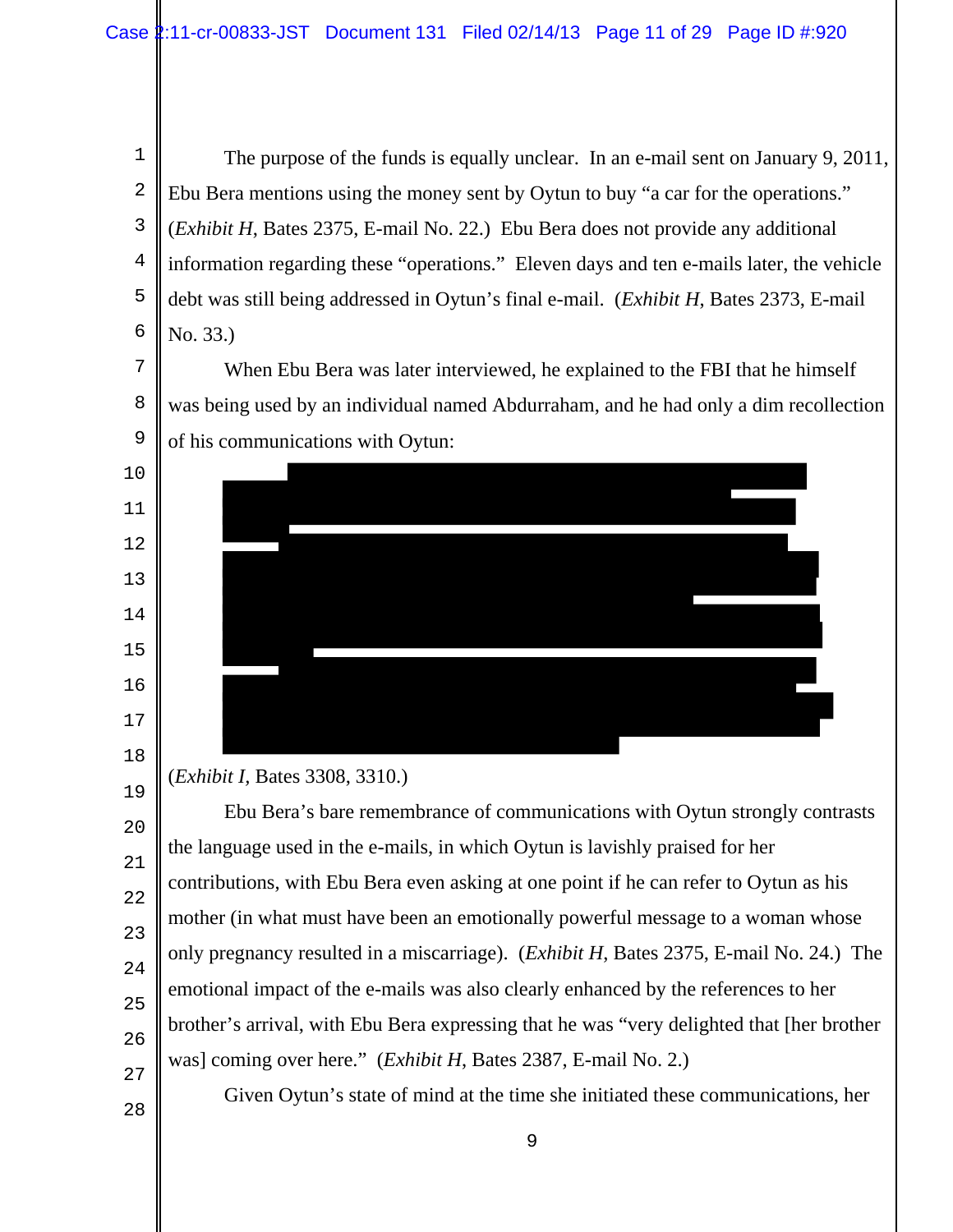The purpose of the funds is equally unclear. In an e-mail sent on January 9, 2011, Ebu Bera mentions using the money sent by Oytun to buy "a car for the operations." (*Exhibit H*, Bates 2375, E-mail No. 22.) Ebu Bera does not provide any additional information regarding these "operations." Eleven days and ten e-mails later, the vehicle debt was still being addressed in Oytun's final e-mail. (*Exhibit H*, Bates 2373, E-mail No. 33.)

When Ebu Bera was later interviewed, he explained to the FBI that he himself was being used by an individual named Abdurraham, and he had only a dim recollection of his communications with Oytun:

(*Exhibit I*, Bates 3308, 3310.)

Ebu Bera's bare remembrance of communications with Oytun strongly contrasts the language used in the e-mails, in which Oytun is lavishly praised for her contributions, with Ebu Bera even asking at one point if he can refer to Oytun as his mother (in what must have been an emotionally powerful message to a woman whose only pregnancy resulted in a miscarriage). (*Exhibit H*, Bates 2375, E-mail No. 24.) The emotional impact of the e-mails was also clearly enhanced by the references to her brother's arrival, with Ebu Bera expressing that he was "very delighted that [her brother was] coming over here." (*Exhibit H*, Bates 2387, E-mail No. 2.)

Given Oytun's state of mind at the time she initiated these communications, her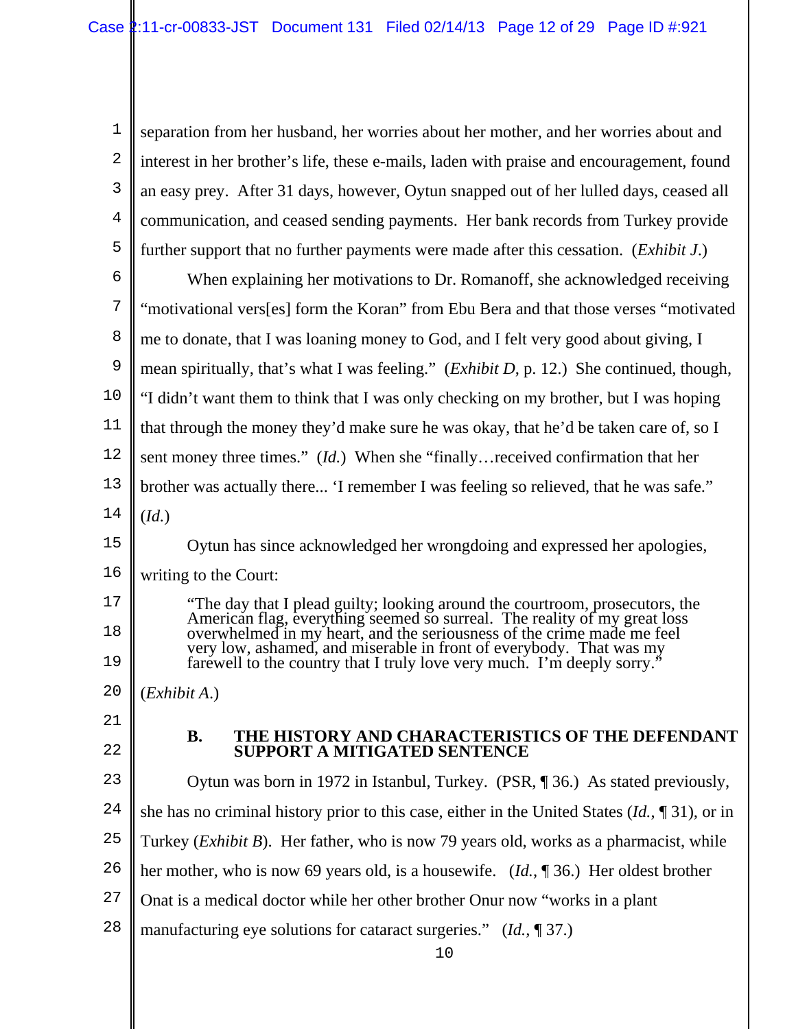separation from her husband, her worries about her mother, and her worries about and interest in her brother's life, these e-mails, laden with praise and encouragement, found an easy prey. After 31 days, however, Oytun snapped out of her lulled days, ceased all communication, and ceased sending payments. Her bank records from Turkey provide further support that no further payments were made after this cessation. (*Exhibit J*.)

When explaining her motivations to Dr. Romanoff, she acknowledged receiving "motivational vers[es] form the Koran" from Ebu Bera and that those verses "motivated me to donate, that I was loaning money to God, and I felt very good about giving, I mean spiritually, that's what I was feeling." (*Exhibit D*, p. 12.) She continued, though, "I didn't want them to think that I was only checking on my brother, but I was hoping that through the money they'd make sure he was okay, that he'd be taken care of, so I sent money three times." (*Id.*) When she "finally…received confirmation that her brother was actually there... 'I remember I was feeling so relieved, that he was safe." (*Id.*)

Oytun has since acknowledged her wrongdoing and expressed her apologies, writing to the Court:

> "The day that I plead guilty; looking around the courtroom, prosecutors, the American flag, everything seemed so surreal. The reality of my great loss overwhelmed in my heart, and the seriousness of the crime made me feel very low, ashamed, and miserable in front of everybody. That was my farewell to the country that I truly love very much. I'm deeply sorry."

(*Exhibit A*.)

### B. THE HISTORY AND CHARACTERISTICS OF THE DEFENDANT SUPPORT A MITIGATED SENTENCE

Oytun was born in 1972 in Istanbul, Turkey. (PSR, ¶ 36.) As stated previously, she has no criminal history prior to this case, either in the United States (*Id.*, ¶ 31), or in Turkey (*Exhibit B*). Her father, who is now 79 years old, works as a pharmacist, while her mother, who is now 69 years old, is a housewife. (*Id.*, ¶ 36.) Her oldest brother Onat is a medical doctor while her other brother Onur now "works in a plant manufacturing eye solutions for cataract surgeries." (*Id.*, ¶ 37.)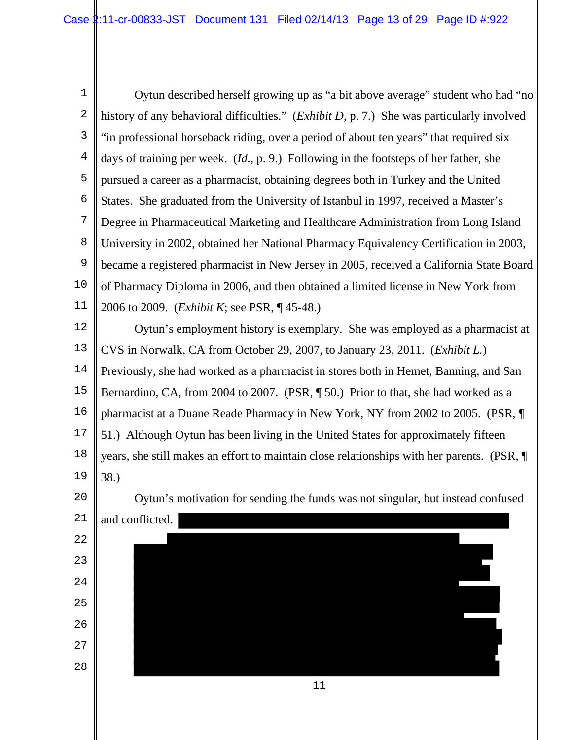Oytun described herself growing up as "a bit above average" student who had "no history of any behavioral difficulties." (*Exhibit D*, p. 7.) She was particularly involved "in professional horseback riding, over a period of about ten years" that required six days of training per week. (*Id.*, p. 9.) Following in the footsteps of her father, she pursued a career as a pharmacist, obtaining degrees both in Turkey and the United States. She graduated from the University of Istanbul in 1997, received a Master's Degree in Pharmaceutical Marketing and Healthcare Administration from Long Island University in 2002, obtained her National Pharmacy Equivalency Certification in 2003, became a registered pharmacist in New Jersey in 2005, received a California State Board of Pharmacy Diploma in 2006, and then obtained a limited license in New York from 2006 to 2009. (*Exhibit K*; see PSR, ¶ 45-48.)

Oytun's employment history is exemplary. She was employed as a pharmacist at CVS in Norwalk, CA from October 29, 2007, to January 23, 2011. (*Exhibit L.*) Previously, she had worked as a pharmacist in stores both in Hemet, Banning, and San Bernardino, CA, from 2004 to 2007. (PSR, ¶ 50.) Prior to that, she had worked as a pharmacist at a Duane Reade Pharmacy in New York, NY from 2002 to 2005. (PSR, ¶ 51.) Although Oytun has been living in the United States for approximately fifteen years, she still makes an effort to maintain close relationships with her parents. (PSR, ¶ 38.)

Oytun's motivation for sending the funds was not singular, but instead confused and conflicted. [REDACTED]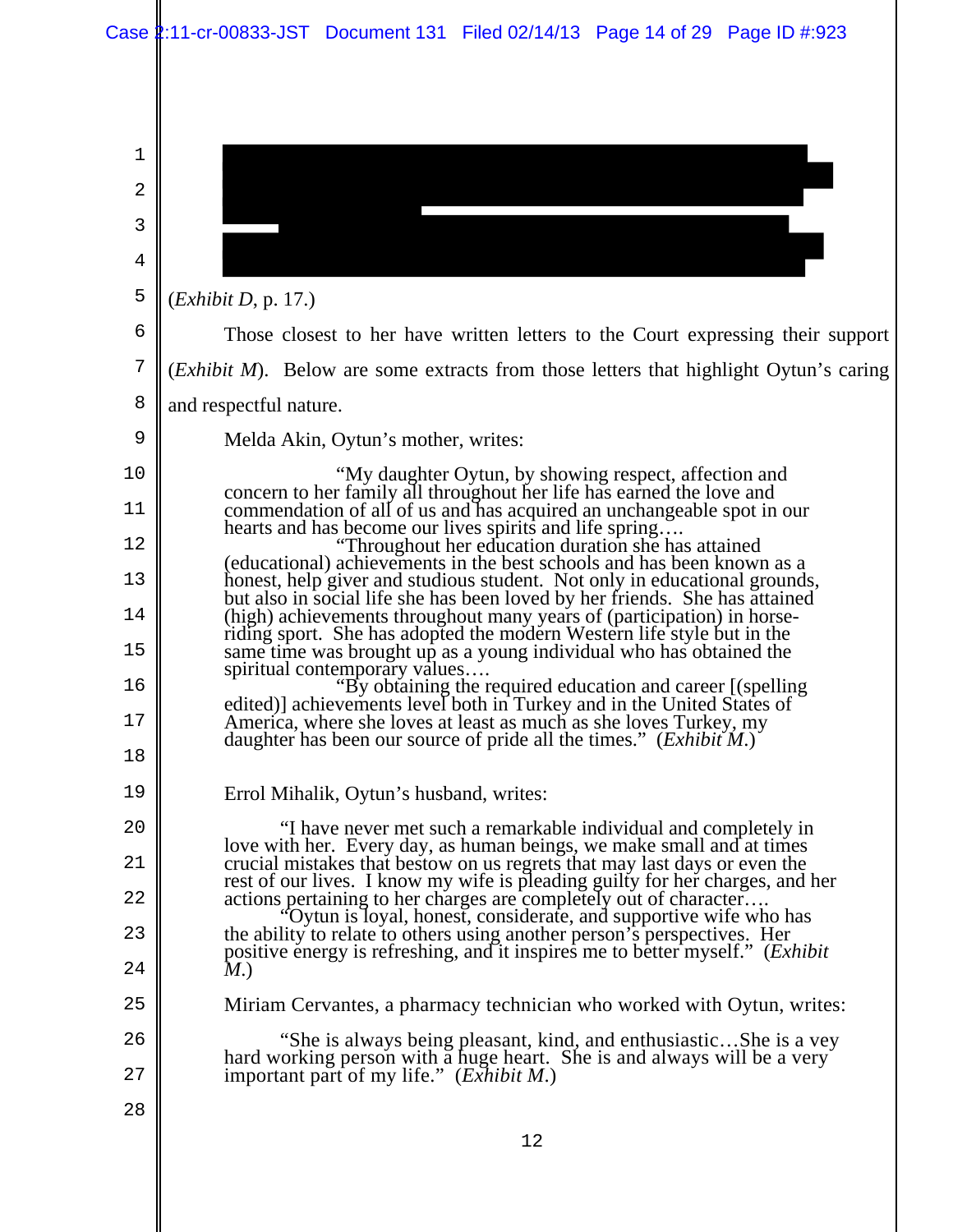(*Exhibit D*, p. 17.)

Those closest to her have written letters to the Court expressing their support (*Exhibit M*). Below are some extracts from those letters that highlight Oytun's caring and respectful nature.

Melda Akin, Oytun's mother, writes:

> "My daughter Oytun, by showing respect, affection and concern to her family all throughout her life has earned the love and commendation of all of us and has acquired an unchangeable spot in our hearts and has become our lives spirits and life spring….
>
> "Throughout her education duration she has attained (educational) achievements in the best schools and has been known as a honest, help giver and studious student. Not only in educational grounds, but also in social life she has been loved by her friends. She has attained (high) achievements throughout many years of (participation) in horse-riding sport. She has adopted the modern Western life style but in the same time was brought up as a young individual who has obtained the spiritual contemporary values….
>
> "By obtaining the required education and career [(spelling edited)] achievements level both in Turkey and in the United States of America, where she loves at least as much as she loves Turkey, my daughter has been our source of pride all the times." (*Exhibit M*.)

Errol Mihalik, Oytun's husband, writes:

> "I have never met such a remarkable individual and completely in love with her. Every day, as human beings, we make small and at times crucial mistakes that bestow on us regrets that may last days or even the rest of our lives. I know my wife is pleading guilty for her charges, and her actions pertaining to her charges are completely out of character….
>
> "Oytun is loyal, honest, considerate, and supportive wife who has the ability to relate to others using another person's perspectives. Her positive energy is refreshing, and it inspires me to better myself." (*Exhibit M*.)

Miriam Cervantes, a pharmacy technician who worked with Oytun, writes:

> "She is always being pleasant, kind, and enthusiastic…She is a vey hard working person with a huge heart. She is and always will be a very important part of my life." (*Exhibit M*.)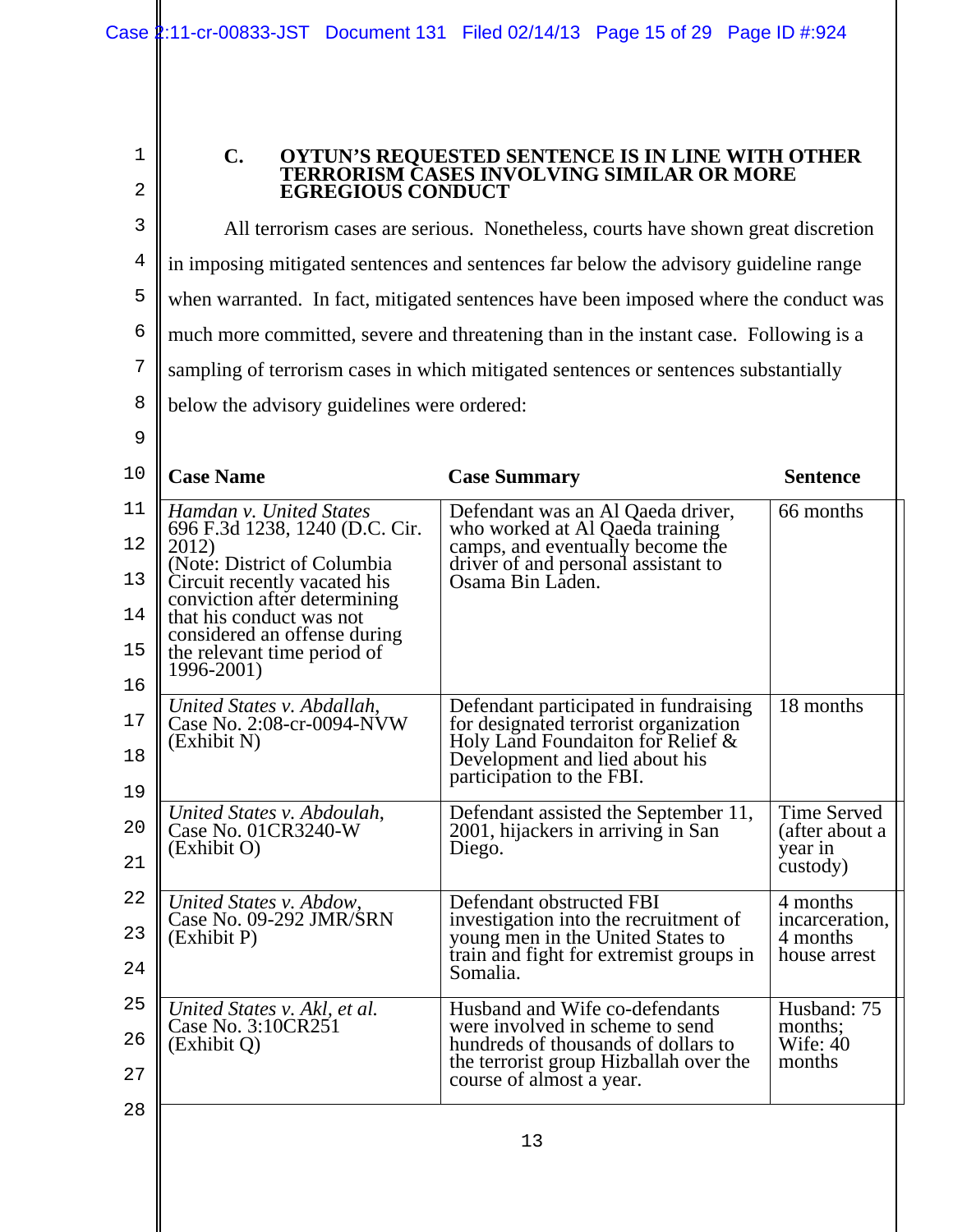### C. OYTUN'S REQUESTED SENTENCE IS IN LINE WITH OTHER TERRORISM CASES INVOLVING SIMILAR OR MORE EGREGIOUS CONDUCT

All terrorism cases are serious. Nonetheless, courts have shown great discretion in imposing mitigated sentences and sentences far below the advisory guideline range when warranted. In fact, mitigated sentences have been imposed where the conduct was much more committed, severe and threatening than in the instant case. Following is a sampling of terrorism cases in which mitigated sentences or sentences substantially below the advisory guidelines were ordered:

| Case Name | Case Summary | Sentence |
|---|---|---|
| *Hamdan v. United States* 696 F.3d 1238, 1240 (D.C. Cir. 2012) (Note: District of Columbia Circuit recently vacated his conviction after determining that his conduct was not considered an offense during the relevant time period of 1996-2001) | Defendant was an Al Qaeda driver, who worked at Al Qaeda training camps, and eventually become the driver of and personal assistant to Osama Bin Laden. | 66 months |
| *United States v. Abdallah*, Case No. 2:08-cr-0094-NVW (Exhibit N) | Defendant participated in fundraising for designated terrorist organization Holy Land Foundaiton for Relief & Development and lied about his participation to the FBI. | 18 months |
| *United States v. Abdoulah*, Case No. 01CR3240-W (Exhibit O) | Defendant assisted the September 11, 2001, hijackers in arriving in San Diego. | Time Served (after about a year in custody) |
| *United States v. Abdow*, Case No. 09-292 JMR/SRN (Exhibit P) | Defendant obstructed FBI investigation into the recruitment of young men in the United States to train and fight for extremist groups in Somalia. | 4 months incarceration, 4 months house arrest |
| *United States v. Akl, et al.* Case No. 3:10CR251 (Exhibit Q) | Husband and Wife co-defendants were involved in scheme to send hundreds of thousands of dollars to the terrorist group Hizballah over the course of almost a year. | Husband: 75 months; Wife: 40 months |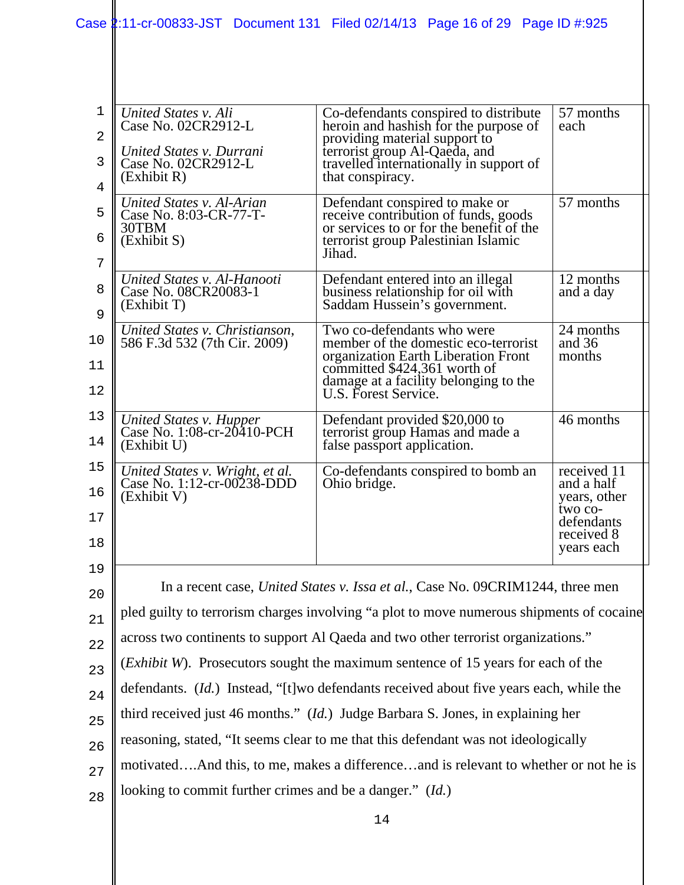| | | |
|---|---|---|
| *United States v. Ali* Case No. 02CR2912-L<br><br>*United States v. Durrani* Case No. 02CR2912-L (Exhibit R) | Co-defendants conspired to distribute heroin and hashish for the purpose of providing material support to terrorist group Al-Qaeda, and travelled internationally in support of that conspiracy. | 57 months each |
| *United States v. Al-Arian* Case No. 8:03-CR-77-T-30TBM (Exhibit S) | Defendant conspired to make or receive contribution of funds, goods or services to or for the benefit of the terrorist group Palestinian Islamic Jihad. | 57 months |
| *United States v. Al-Hanooti* Case No. 08CR20083-1 (Exhibit T) | Defendant entered into an illegal business relationship for oil with Saddam Hussein's government. | 12 months and a day |
| *United States v. Christianson*, 586 F.3d 532 (7th Cir. 2009) | Two co-defendants who were member of the domestic eco-terrorist organization Earth Liberation Front committed $424,361 worth of damage at a facility belonging to the U.S. Forest Service. | 24 months and 36 months |
| *United States v. Hupper* Case No. 1:08-cr-20410-PCH (Exhibit U) | Defendant provided $20,000 to terrorist group Hamas and made a false passport application. | 46 months |
| *United States v. Wright, et al.* Case No. 1:12-cr-00238-DDD (Exhibit V) | Co-defendants conspired to bomb an Ohio bridge. | received 11 and a half years, other two co-defendants received 8 years each |

In a recent case, *United States v. Issa et al.*, Case No. 09CRIM1244, three men pled guilty to terrorism charges involving "a plot to move numerous shipments of cocaine across two continents to support Al Qaeda and two other terrorist organizations." (*Exhibit W*). Prosecutors sought the maximum sentence of 15 years for each of the defendants. (*Id.*) Instead, "[t]wo defendants received about five years each, while the third received just 46 months." (*Id.*) Judge Barbara S. Jones, in explaining her reasoning, stated, "It seems clear to me that this defendant was not ideologically motivated….And this, to me, makes a difference…and is relevant to whether or not he is looking to commit further crimes and be a danger." (*Id.*)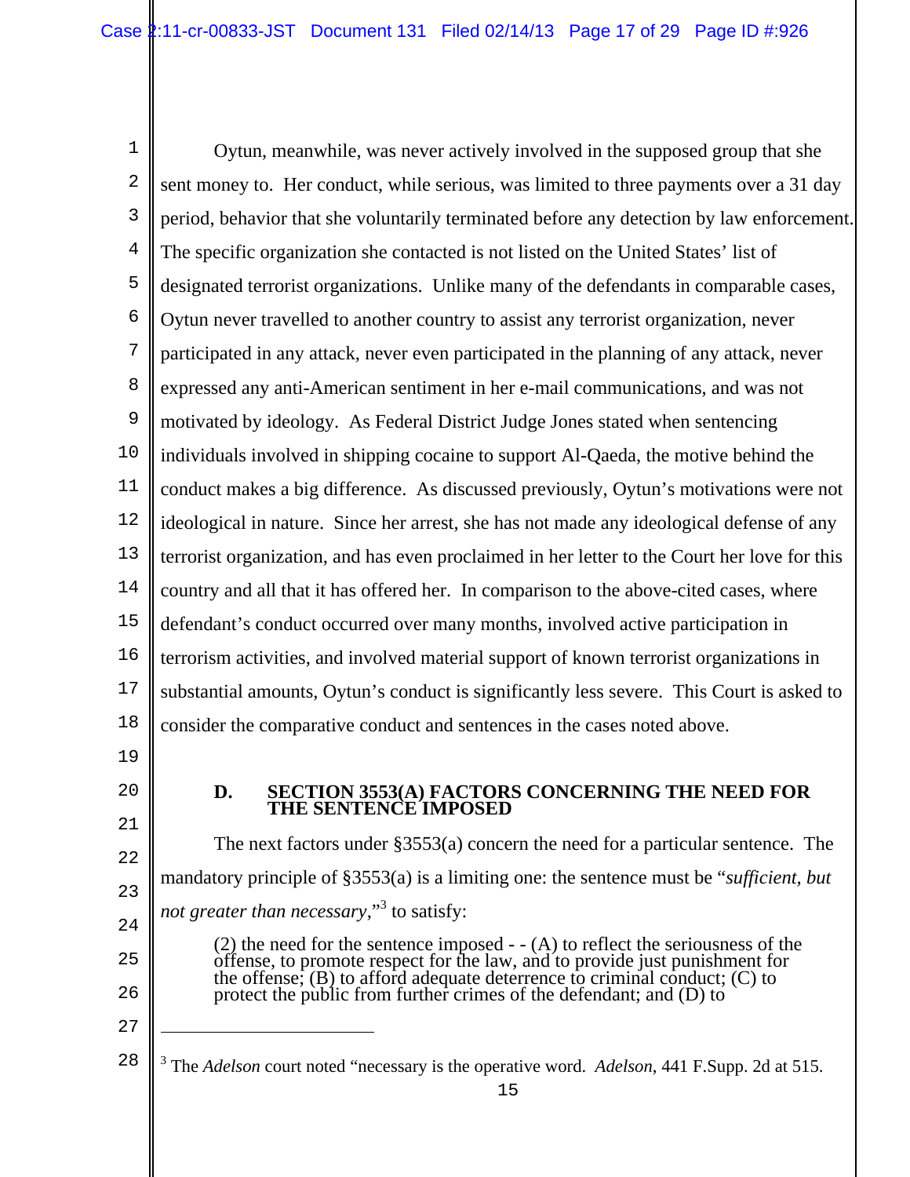Oytun, meanwhile, was never actively involved in the supposed group that she sent money to. Her conduct, while serious, was limited to three payments over a 31 day period, behavior that she voluntarily terminated before any detection by law enforcement. The specific organization she contacted is not listed on the United States' list of designated terrorist organizations. Unlike many of the defendants in comparable cases, Oytun never travelled to another country to assist any terrorist organization, never participated in any attack, never even participated in the planning of any attack, never expressed any anti-American sentiment in her e-mail communications, and was not motivated by ideology. As Federal District Judge Jones stated when sentencing individuals involved in shipping cocaine to support Al-Qaeda, the motive behind the conduct makes a big difference. As discussed previously, Oytun's motivations were not ideological in nature. Since her arrest, she has not made any ideological defense of any terrorist organization, and has even proclaimed in her letter to the Court her love for this country and all that it has offered her. In comparison to the above-cited cases, where defendant's conduct occurred over many months, involved active participation in terrorism activities, and involved material support of known terrorist organizations in substantial amounts, Oytun's conduct is significantly less severe. This Court is asked to consider the comparative conduct and sentences in the cases noted above.

### D. SECTION 3553(A) FACTORS CONCERNING THE NEED FOR THE SENTENCE IMPOSED

The next factors under §3553(a) concern the need for a particular sentence. The mandatory principle of §3553(a) is a limiting one: the sentence must be "*sufficient, but not greater than necessary*,"[3] to satisfy:

> (2) the need for the sentence imposed - - (A) to reflect the seriousness of the offense, to promote respect for the law, and to provide just punishment for the offense; (B) to afford adequate deterrence to criminal conduct; (C) to protect the public from further crimes of the defendant; and (D) to

---

[3] The *Adelson* court noted "necessary is the operative word. *Adelson*, 441 F.Supp. 2d at 515.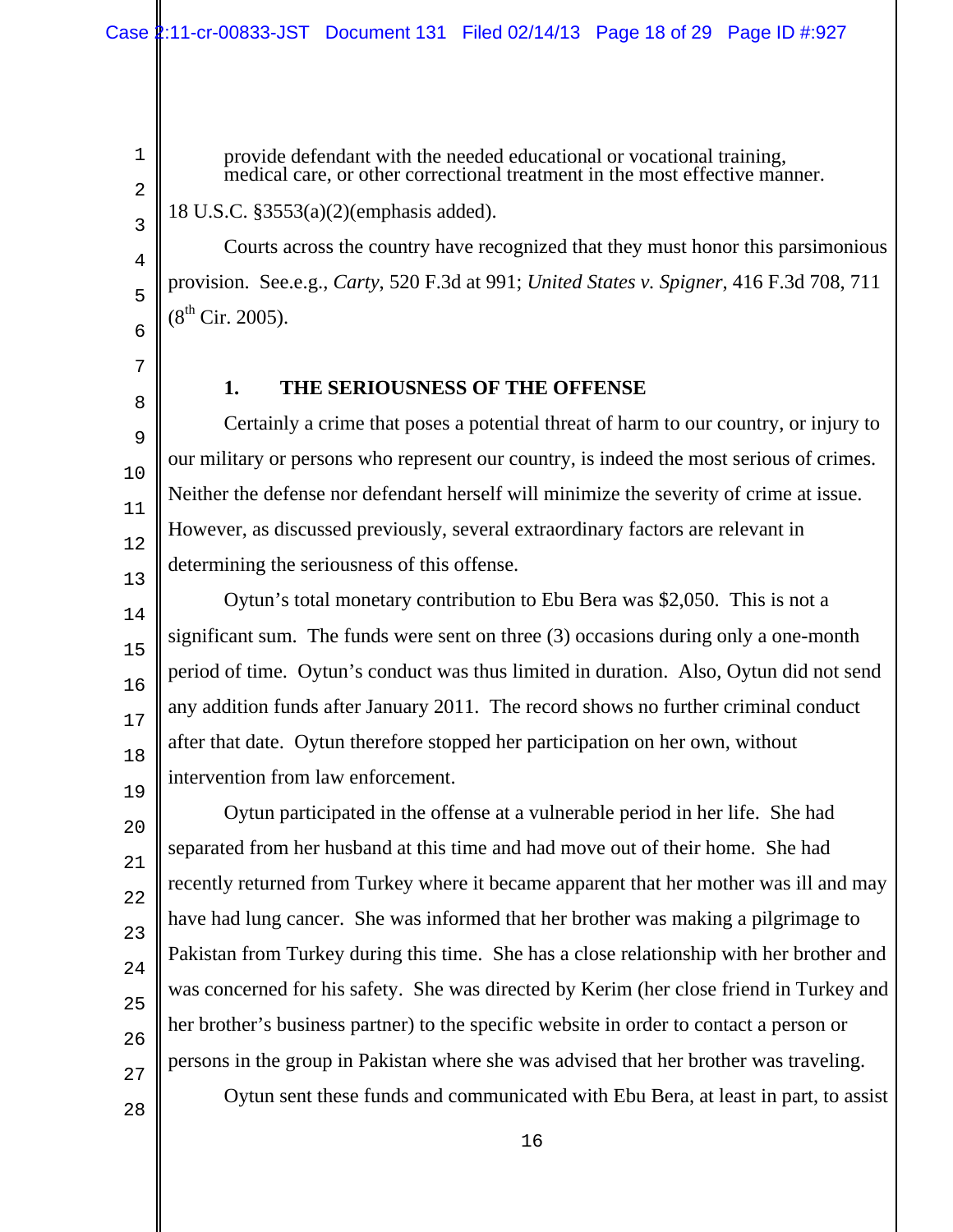provide defendant with the needed educational or vocational training, medical care, or other correctional treatment in the most effective manner.

18 U.S.C. §3553(a)(2)(emphasis added).

Courts across the country have recognized that they must honor this parsimonious provision. See.e.g., *Carty*, 520 F.3d at 991; *United States v. Spigner*, 416 F.3d 708, 711 (8th Cir. 2005).

**1. THE SERIOUSNESS OF THE OFFENSE**

Certainly a crime that poses a potential threat of harm to our country, or injury to our military or persons who represent our country, is indeed the most serious of crimes. Neither the defense nor defendant herself will minimize the severity of crime at issue. However, as discussed previously, several extraordinary factors are relevant in determining the seriousness of this offense.

Oytun's total monetary contribution to Ebu Bera was $2,050. This is not a significant sum. The funds were sent on three (3) occasions during only a one-month period of time. Oytun's conduct was thus limited in duration. Also, Oytun did not send any addition funds after January 2011. The record shows no further criminal conduct after that date. Oytun therefore stopped her participation on her own, without intervention from law enforcement.

Oytun participated in the offense at a vulnerable period in her life. She had separated from her husband at this time and had move out of their home. She had recently returned from Turkey where it became apparent that her mother was ill and may have had lung cancer. She was informed that her brother was making a pilgrimage to Pakistan from Turkey during this time. She has a close relationship with her brother and was concerned for his safety. She was directed by Kerim (her close friend in Turkey and her brother's business partner) to the specific website in order to contact a person or persons in the group in Pakistan where she was advised that her brother was traveling.

Oytun sent these funds and communicated with Ebu Bera, at least in part, to assist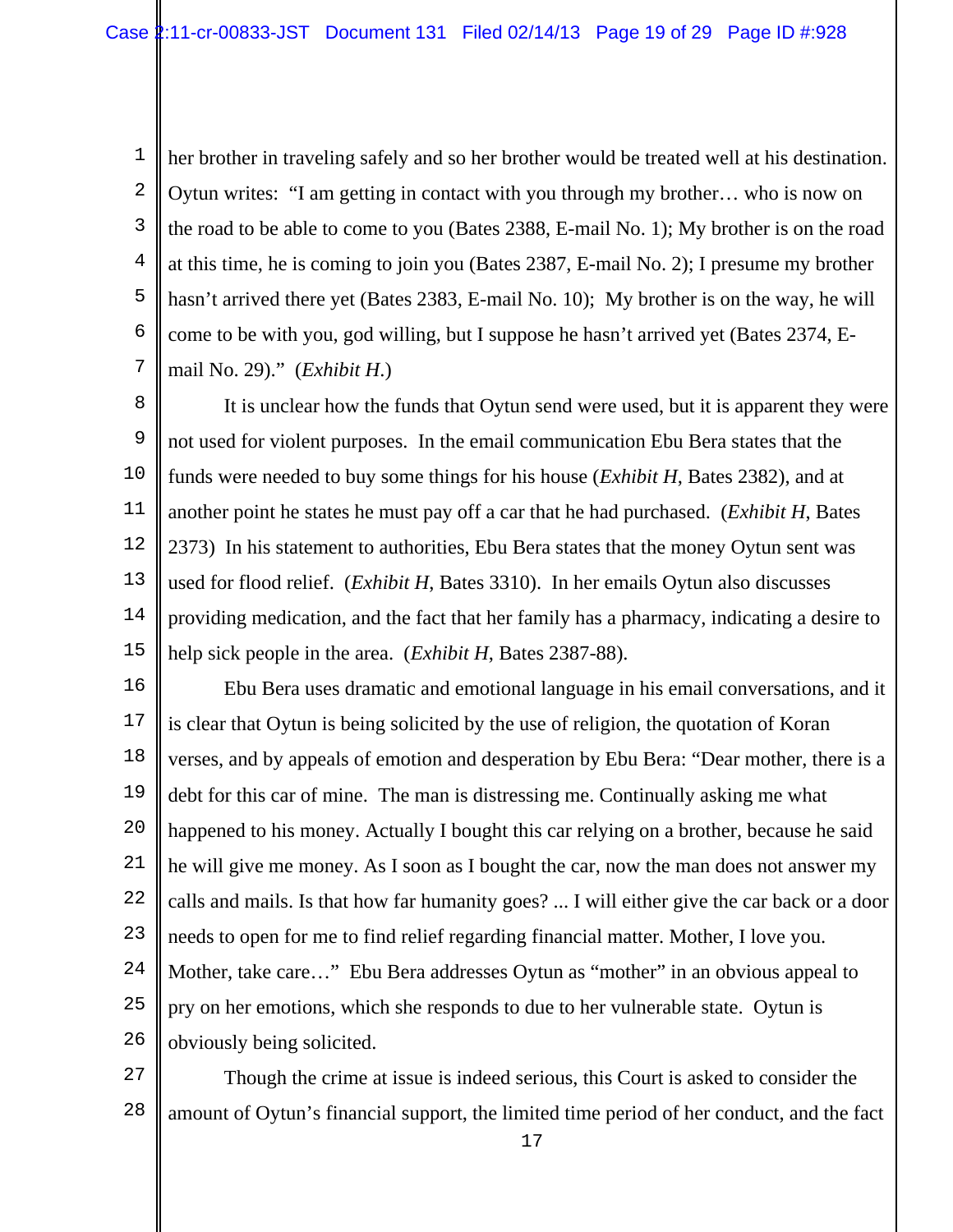her brother in traveling safely and so her brother would be treated well at his destination. Oytun writes: "I am getting in contact with you through my brother… who is now on the road to be able to come to you (Bates 2388, E-mail No. 1); My brother is on the road at this time, he is coming to join you (Bates 2387, E-mail No. 2); I presume my brother hasn't arrived there yet (Bates 2383, E-mail No. 10); My brother is on the way, he will come to be with you, god willing, but I suppose he hasn't arrived yet (Bates 2374, E-mail No. 29)." (*Exhibit H*.)

It is unclear how the funds that Oytun send were used, but it is apparent they were not used for violent purposes. In the email communication Ebu Bera states that the funds were needed to buy some things for his house (*Exhibit H*, Bates 2382), and at another point he states he must pay off a car that he had purchased. (*Exhibit H*, Bates 2373) In his statement to authorities, Ebu Bera states that the money Oytun sent was used for flood relief. (*Exhibit H*, Bates 3310). In her emails Oytun also discusses providing medication, and the fact that her family has a pharmacy, indicating a desire to help sick people in the area. (*Exhibit H*, Bates 2387-88).

Ebu Bera uses dramatic and emotional language in his email conversations, and it is clear that Oytun is being solicited by the use of religion, the quotation of Koran verses, and by appeals of emotion and desperation by Ebu Bera: "Dear mother, there is a debt for this car of mine. The man is distressing me. Continually asking me what happened to his money. Actually I bought this car relying on a brother, because he said he will give me money. As I soon as I bought the car, now the man does not answer my calls and mails. Is that how far humanity goes? ... I will either give the car back or a door needs to open for me to find relief regarding financial matter. Mother, I love you. Mother, take care…" Ebu Bera addresses Oytun as "mother" in an obvious appeal to pry on her emotions, which she responds to due to her vulnerable state. Oytun is obviously being solicited.

Though the crime at issue is indeed serious, this Court is asked to consider the amount of Oytun's financial support, the limited time period of her conduct, and the fact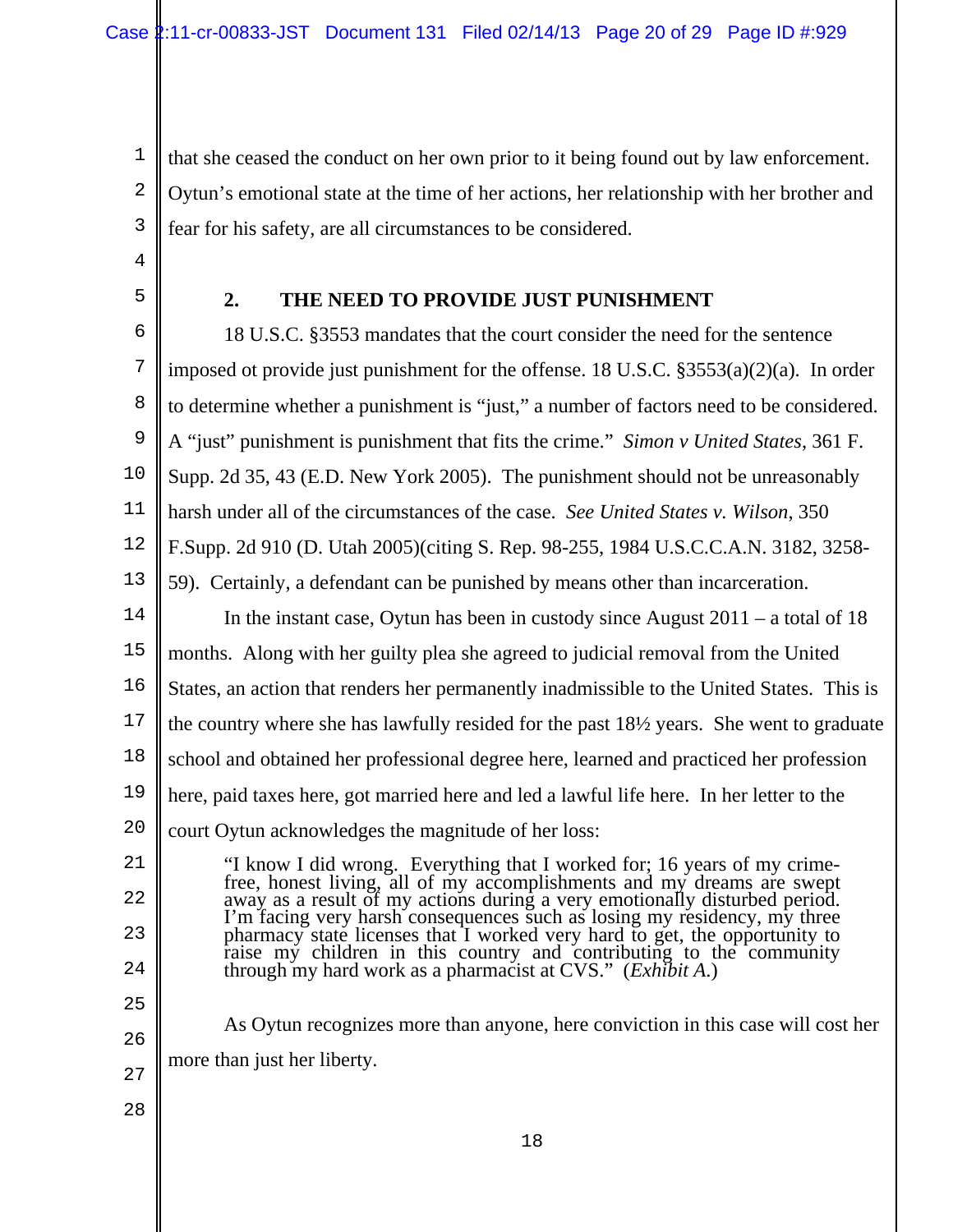that she ceased the conduct on her own prior to it being found out by law enforcement. Oytun's emotional state at the time of her actions, her relationship with her brother and fear for his safety, are all circumstances to be considered.

**2. THE NEED TO PROVIDE JUST PUNISHMENT**

18 U.S.C. §3553 mandates that the court consider the need for the sentence imposed ot provide just punishment for the offense. 18 U.S.C. §3553(a)(2)(a). In order to determine whether a punishment is "just," a number of factors need to be considered. A "just" punishment is punishment that fits the crime." *Simon v United States*, 361 F. Supp. 2d 35, 43 (E.D. New York 2005). The punishment should not be unreasonably harsh under all of the circumstances of the case. *See United States v. Wilson*, 350 F.Supp. 2d 910 (D. Utah 2005)(citing S. Rep. 98-255, 1984 U.S.C.C.A.N. 3182, 3258-59). Certainly, a defendant can be punished by means other than incarceration.

In the instant case, Oytun has been in custody since August 2011 – a total of 18 months. Along with her guilty plea she agreed to judicial removal from the United States, an action that renders her permanently inadmissible to the United States. This is the country where she has lawfully resided for the past 18½ years. She went to graduate school and obtained her professional degree here, learned and practiced her profession here, paid taxes here, got married here and led a lawful life here. In her letter to the court Oytun acknowledges the magnitude of her loss:

> "I know I did wrong. Everything that I worked for; 16 years of my crime-free, honest living, all of my accomplishments and my dreams are swept away as a result of my actions during a very emotionally disturbed period. I'm facing very harsh consequences such as losing my residency, my three pharmacy state licenses that I worked very hard to get, the opportunity to raise my children in this country and contributing to the community through my hard work as a pharmacist at CVS." (*Exhibit A.*)

As Oytun recognizes more than anyone, here conviction in this case will cost her more than just her liberty.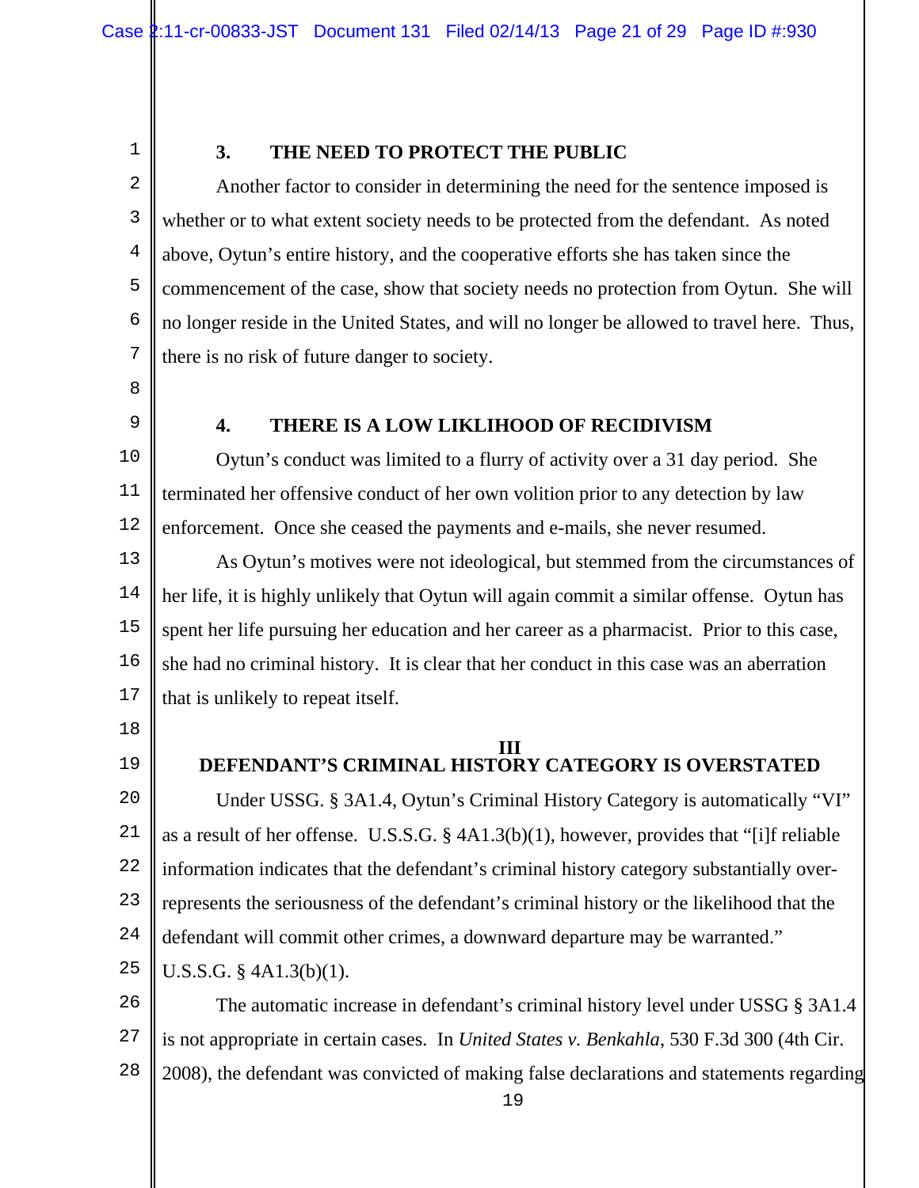### 3. THE NEED TO PROTECT THE PUBLIC

Another factor to consider in determining the need for the sentence imposed is whether or to what extent society needs to be protected from the defendant. As noted above, Oytun's entire history, and the cooperative efforts she has taken since the commencement of the case, show that society needs no protection from Oytun. She will no longer reside in the United States, and will no longer be allowed to travel here. Thus, there is no risk of future danger to society.

### 4. THERE IS A LOW LIKLIHOOD OF RECIDIVISM

Oytun's conduct was limited to a flurry of activity over a 31 day period. She terminated her offensive conduct of her own volition prior to any detection by law enforcement. Once she ceased the payments and e-mails, she never resumed.

As Oytun's motives were not ideological, but stemmed from the circumstances of her life, it is highly unlikely that Oytun will again commit a similar offense. Oytun has spent her life pursuing her education and her career as a pharmacist. Prior to this case, she had no criminal history. It is clear that her conduct in this case was an aberration that is unlikely to repeat itself.

## III
## DEFENDANT'S CRIMINAL HISTORY CATEGORY IS OVERSTATED

Under USSG. § 3A1.4, Oytun's Criminal History Category is automatically "VI" as a result of her offense. U.S.S.G. § 4A1.3(b)(1), however, provides that "[i]f reliable information indicates that the defendant's criminal history category substantially over-represents the seriousness of the defendant's criminal history or the likelihood that the defendant will commit other crimes, a downward departure may be warranted." U.S.S.G. § 4A1.3(b)(1).

The automatic increase in defendant's criminal history level under USSG § 3A1.4 is not appropriate in certain cases. In *United States v. Benkahla*, 530 F.3d 300 (4th Cir. 2008), the defendant was convicted of making false declarations and statements regarding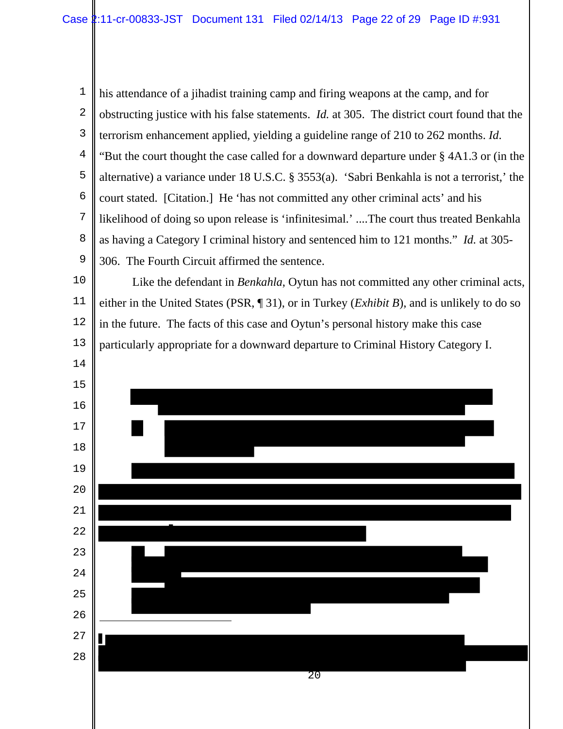his attendance of a jihadist training camp and firing weapons at the camp, and for obstructing justice with his false statements. *Id.* at 305. The district court found that the terrorism enhancement applied, yielding a guideline range of 210 to 262 months. *Id.* "But the court thought the case called for a downward departure under § 4A1.3 or (in the alternative) a variance under 18 U.S.C. § 3553(a). 'Sabri Benkahla is not a terrorist,' the court stated. [Citation.] He 'has not committed any other criminal acts' and his likelihood of doing so upon release is 'infinitesimal.' ....The court thus treated Benkahla as having a Category I criminal history and sentenced him to 121 months." *Id.* at 305-306. The Fourth Circuit affirmed the sentence.

Like the defendant in *Benkahla*, Oytun has not committed any other criminal acts, either in the United States (PSR, ¶ 31), or in Turkey (*Exhibit B*), and is unlikely to do so in the future. The facts of this case and Oytun's personal history make this case particularly appropriate for a downward departure to Criminal History Category I.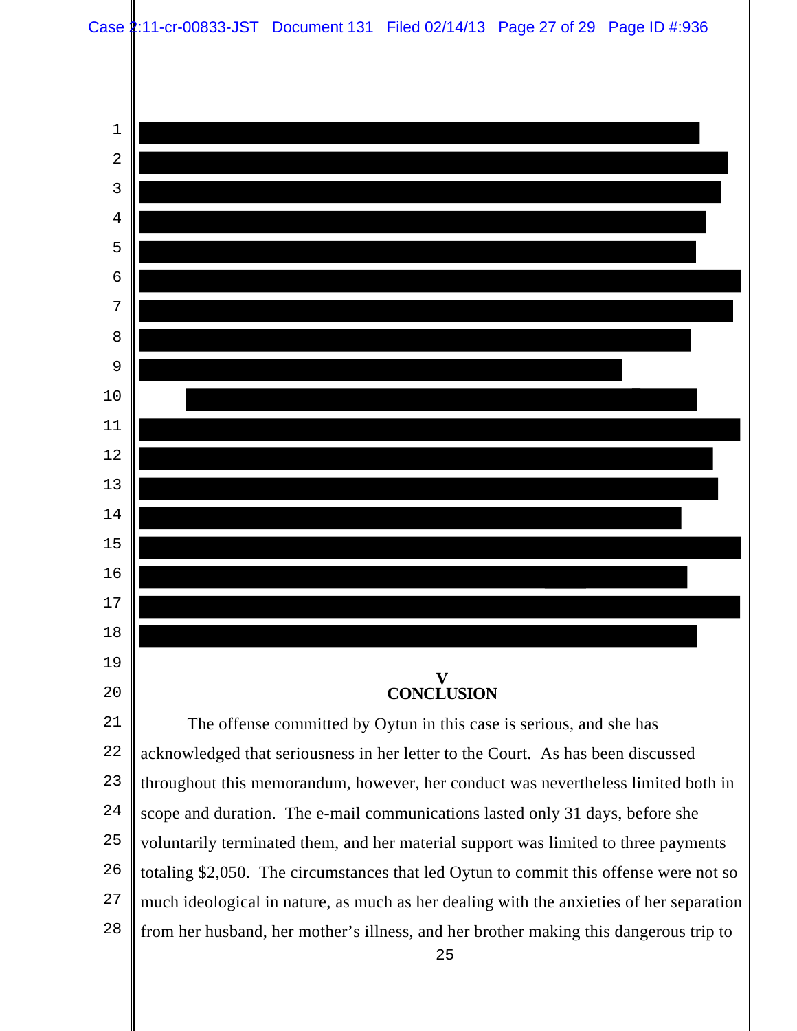## V
## CONCLUSION

The offense committed by Oytun in this case is serious, and she has acknowledged that seriousness in her letter to the Court. As has been discussed throughout this memorandum, however, her conduct was nevertheless limited both in scope and duration. The e-mail communications lasted only 31 days, before she voluntarily terminated them, and her material support was limited to three payments totaling $2,050. The circumstances that led Oytun to commit this offense were not so much ideological in nature, as much as her dealing with the anxieties of her separation from her husband, her mother's illness, and her brother making this dangerous trip to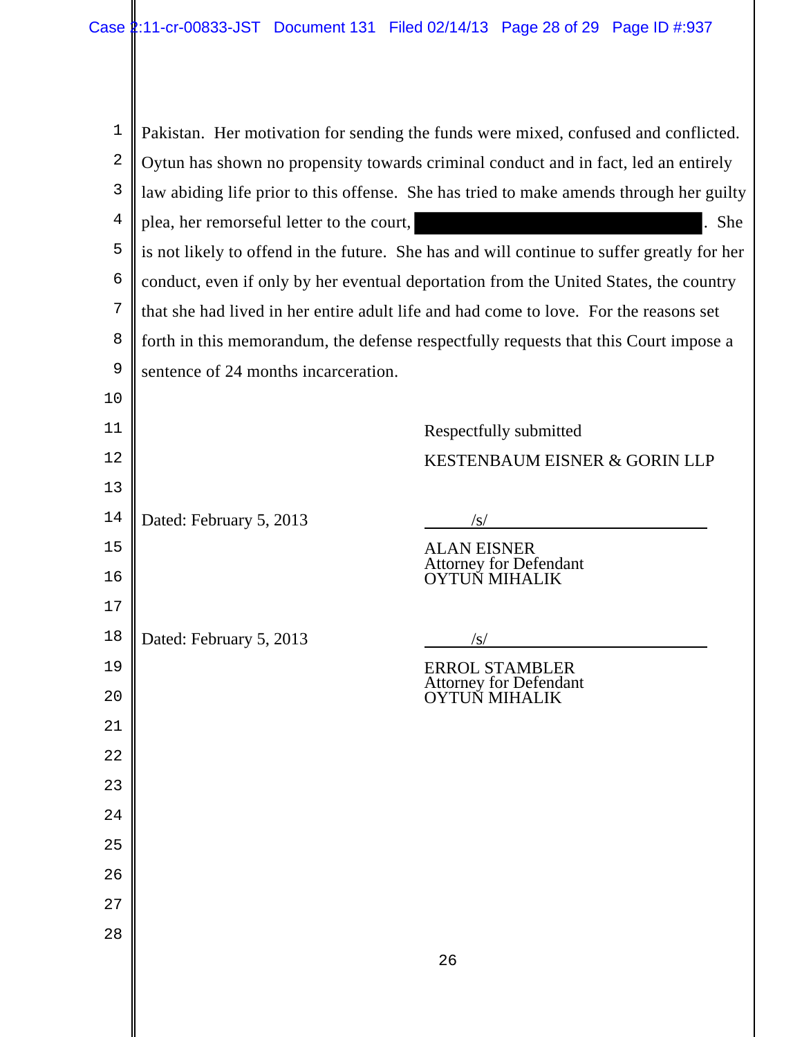Pakistan. Her motivation for sending the funds were mixed, confused and conflicted. Oytun has shown no propensity towards criminal conduct and in fact, led an entirely law abiding life prior to this offense. She has tried to make amends through her guilty plea, her remorseful letter to the court, [REDACTED]. She is not likely to offend in the future. She has and will continue to suffer greatly for her conduct, even if only by her eventual deportation from the United States, the country that she had lived in her entire adult life and had come to love. For the reasons set forth in this memorandum, the defense respectfully requests that this Court impose a sentence of 24 months incarceration.

Respectfully submitted

KESTENBAUM EISNER & GORIN LLP

Dated: February 5, 2013

/s/

ALAN EISNER
Attorney for Defendant
OYTUN MIHALIK

Dated: February 5, 2013

/s/

ERROL STAMBLER
Attorney for Defendant
OYTUN MIHALIK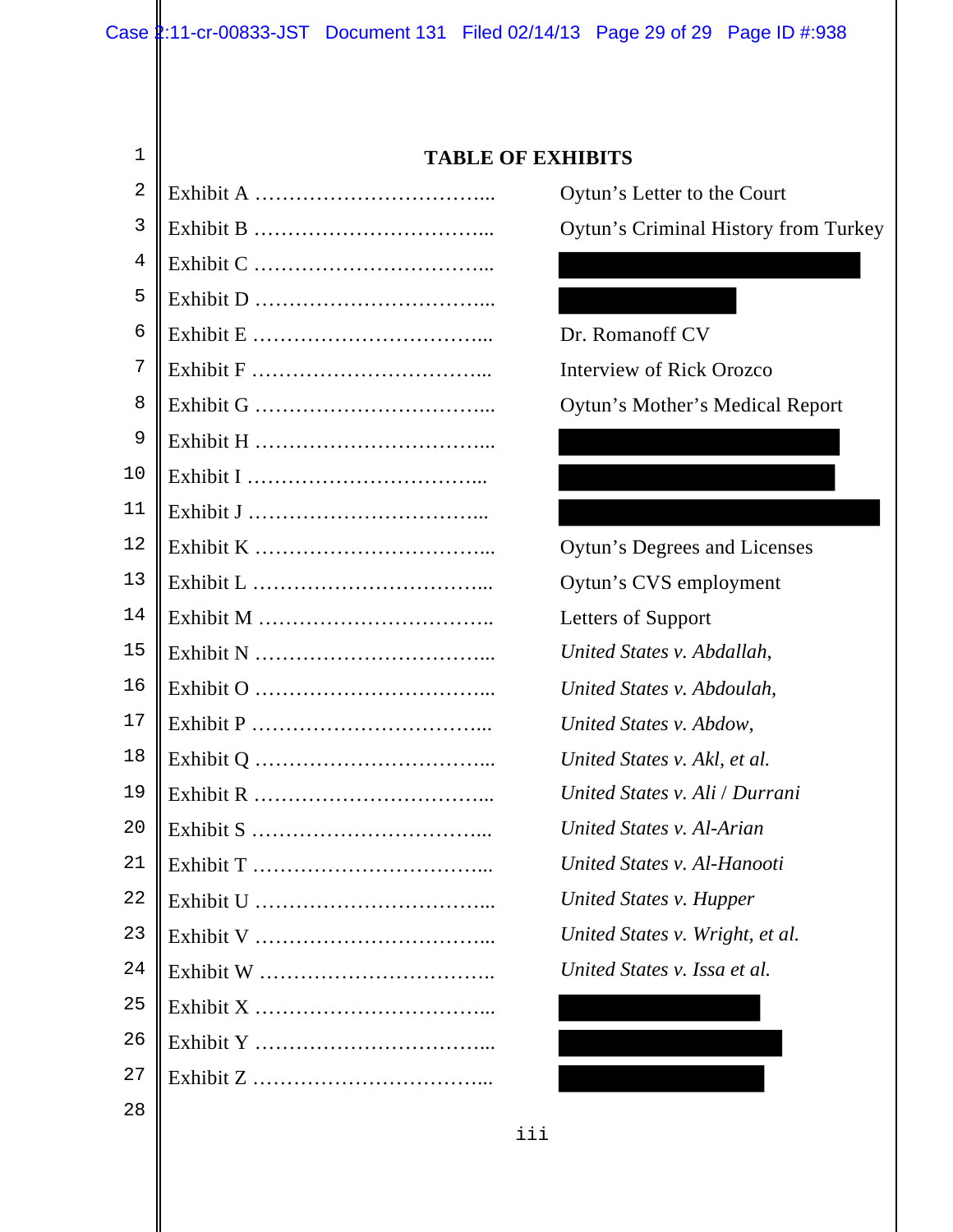## TABLE OF EXHIBITS

| | |
|---|---|
| Exhibit A ……………………………... | Oytun's Letter to the Court |
| Exhibit B ……………………………... | Oytun's Criminal History from Turkey |
| Exhibit C ……………………………... | |
| Exhibit D ……………………………... | |
| Exhibit E ……………………………... | Dr. Romanoff CV |
| Exhibit F ……………………………... | Interview of Rick Orozco |
| Exhibit G ……………………………... | Oytun's Mother's Medical Report |
| Exhibit H ……………………………... | |
| Exhibit I ……………………………... | |
| Exhibit J ……………………………... | |
| Exhibit K ……………………………... | Oytun's Degrees and Licenses |
| Exhibit L ……………………………... | Oytun's CVS employment |
| Exhibit M ……………………………. | Letters of Support |
| Exhibit N ……………………………... | *United States v. Abdallah,* |
| Exhibit O ……………………………... | *United States v. Abdoulah,* |
| Exhibit P ……………………………... | *United States v. Abdow,* |
| Exhibit Q ……………………………... | *United States v. Akl, et al.* |
| Exhibit R ……………………………... | *United States v. Ali* / *Durrani* |
| Exhibit S ……………………………... | *United States v. Al-Arian* |
| Exhibit T ……………………………... | *United States v. Al-Hanooti* |
| Exhibit U ……………………………... | *United States v. Hupper* |
| Exhibit V ……………………………... | *United States v. Wright, et al.* |
| Exhibit W ……………………………. | *United States v. Issa et al.* |
| Exhibit X ……………………………... | |
| Exhibit Y ……………………………... | |
| Exhibit Z ……………………………... | |